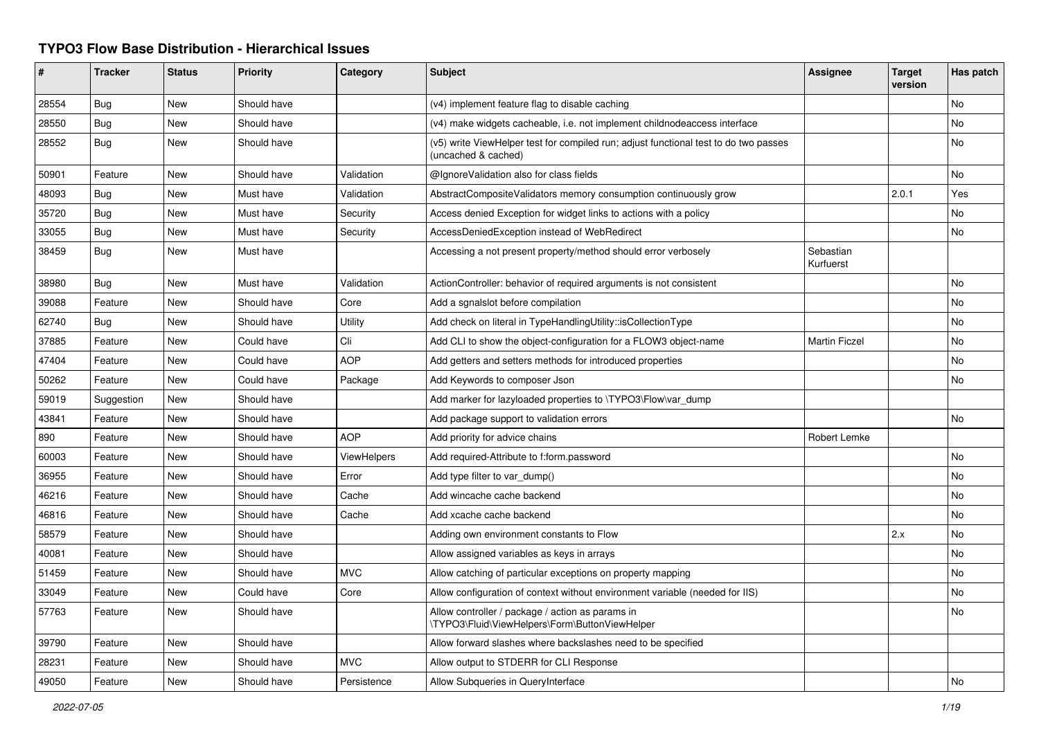# TYPO3 Flow Base Distribution - Hierarchical Issues

| # | Tracker | Status | Priority | Category | Subject | Assignee | Target version | Has patch |
|---|---|---|---|---|---|---|---|---|
| 28554 | Bug | New | Should have | | (v4) implement feature flag to disable caching | | | No |
| 28550 | Bug | New | Should have | | (v4) make widgets cacheable, i.e. not implement childnodeaccess interface | | | No |
| 28552 | Bug | New | Should have | | (v5) write ViewHelper test for compiled run; adjust functional test to do two passes (uncached & cached) | | | No |
| 50901 | Feature | New | Should have | Validation | @IgnoreValidation also for class fields | | | No |
| 48093 | Bug | New | Must have | Validation | AbstractCompositeValidators memory consumption continuously grow | | 2.0.1 | Yes |
| 35720 | Bug | New | Must have | Security | Access denied Exception for widget links to actions with a policy | | | No |
| 33055 | Bug | New | Must have | Security | AccessDeniedException instead of WebRedirect | | | No |
| 38459 | Bug | New | Must have | | Accessing a not present property/method should error verbosely | Sebastian Kurfuerst | | |
| 38980 | Bug | New | Must have | Validation | ActionController: behavior of required arguments is not consistent | | | No |
| 39088 | Feature | New | Should have | Core | Add a sgnalslot before compilation | | | No |
| 62740 | Bug | New | Should have | Utility | Add check on literal in TypeHandlingUtility::isCollectionType | | | No |
| 37885 | Feature | New | Could have | Cli | Add CLI to show the object-configuration for a FLOW3 object-name | Martin Ficzel | | No |
| 47404 | Feature | New | Could have | AOP | Add getters and setters methods for introduced properties | | | No |
| 50262 | Feature | New | Could have | Package | Add Keywords to composer Json | | | No |
| 59019 | Suggestion | New | Should have | | Add marker for lazyloaded properties to \TYPO3\Flow\var_dump | | | |
| 43841 | Feature | New | Should have | | Add package support to validation errors | | | No |
| 890 | Feature | New | Should have | AOP | Add priority for advice chains | Robert Lemke | | |
| 60003 | Feature | New | Should have | ViewHelpers | Add required-Attribute to f:form.password | | | No |
| 36955 | Feature | New | Should have | Error | Add type filter to var_dump() | | | No |
| 46216 | Feature | New | Should have | Cache | Add wincache cache backend | | | No |
| 46816 | Feature | New | Should have | Cache | Add xcache cache backend | | | No |
| 58579 | Feature | New | Should have | | Adding own environment constants to Flow | | 2.x | No |
| 40081 | Feature | New | Should have | | Allow assigned variables as keys in arrays | | | No |
| 51459 | Feature | New | Should have | MVC | Allow catching of particular exceptions on property mapping | | | No |
| 33049 | Feature | New | Could have | Core | Allow configuration of context without environment variable (needed for IIS) | | | No |
| 57763 | Feature | New | Should have | | Allow controller / package / action as params in \TYPO3\Fluid\ViewHelpers\Form\ButtonViewHelper | | | No |
| 39790 | Feature | New | Should have | | Allow forward slashes where backslashes need to be specified | | | |
| 28231 | Feature | New | Should have | MVC | Allow output to STDERR for CLI Response | | | |
| 49050 | Feature | New | Should have | Persistence | Allow Subqueries in QueryInterface | | | No |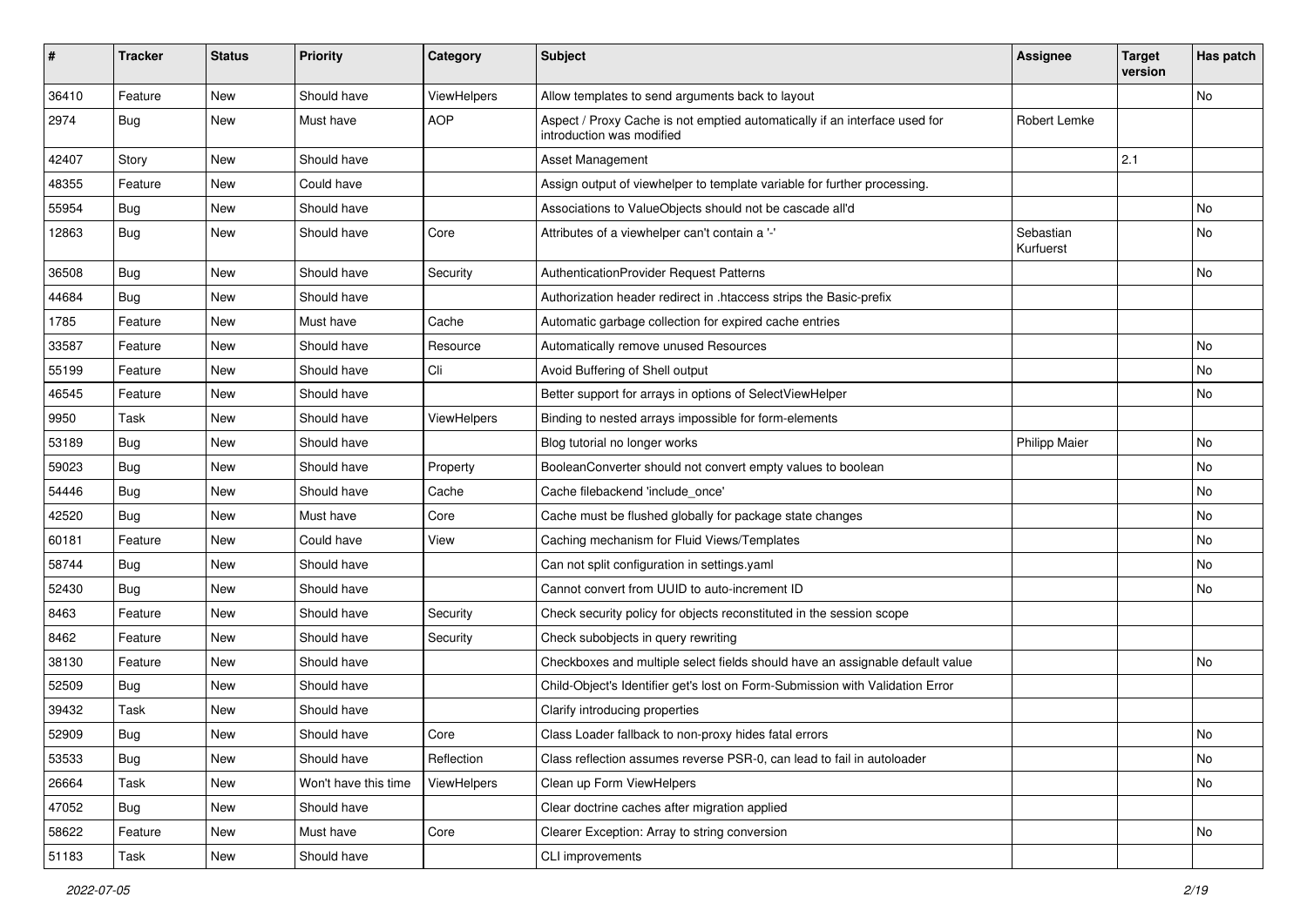| # | Tracker | Status | Priority | Category | Subject | Assignee | Target version | Has patch |
|---|---|---|---|---|---|---|---|---|
| 36410 | Feature | New | Should have | ViewHelpers | Allow templates to send arguments back to layout | | | No |
| 2974 | Bug | New | Must have | AOP | Aspect / Proxy Cache is not emptied automatically if an interface used for introduction was modified | Robert Lemke | | |
| 42407 | Story | New | Should have | | Asset Management | | 2.1 | |
| 48355 | Feature | New | Could have | | Assign output of viewhelper to template variable for further processing. | | | |
| 55954 | Bug | New | Should have | | Associations to ValueObjects should not be cascade all'd | | | No |
| 12863 | Bug | New | Should have | Core | Attributes of a viewhelper can't contain a '-' | Sebastian Kurfuerst | | No |
| 36508 | Bug | New | Should have | Security | AuthenticationProvider Request Patterns | | | No |
| 44684 | Bug | New | Should have | | Authorization header redirect in .htaccess strips the Basic-prefix | | | |
| 1785 | Feature | New | Must have | Cache | Automatic garbage collection for expired cache entries | | | |
| 33587 | Feature | New | Should have | Resource | Automatically remove unused Resources | | | No |
| 55199 | Feature | New | Should have | Cli | Avoid Buffering of Shell output | | | No |
| 46545 | Feature | New | Should have | | Better support for arrays in options of SelectViewHelper | | | No |
| 9950 | Task | New | Should have | ViewHelpers | Binding to nested arrays impossible for form-elements | | | |
| 53189 | Bug | New | Should have | | Blog tutorial no longer works | Philipp Maier | | No |
| 59023 | Bug | New | Should have | Property | BooleanConverter should not convert empty values to boolean | | | No |
| 54446 | Bug | New | Should have | Cache | Cache filebackend 'include_once' | | | No |
| 42520 | Bug | New | Must have | Core | Cache must be flushed globally for package state changes | | | No |
| 60181 | Feature | New | Could have | View | Caching mechanism for Fluid Views/Templates | | | No |
| 58744 | Bug | New | Should have | | Can not split configuration in settings.yaml | | | No |
| 52430 | Bug | New | Should have | | Cannot convert from UUID to auto-increment ID | | | No |
| 8463 | Feature | New | Should have | Security | Check security policy for objects reconstituted in the session scope | | | |
| 8462 | Feature | New | Should have | Security | Check subobjects in query rewriting | | | |
| 38130 | Feature | New | Should have | | Checkboxes and multiple select fields should have an assignable default value | | | No |
| 52509 | Bug | New | Should have | | Child-Object's Identifier get's lost on Form-Submission with Validation Error | | | |
| 39432 | Task | New | Should have | | Clarify introducing properties | | | |
| 52909 | Bug | New | Should have | Core | Class Loader fallback to non-proxy hides fatal errors | | | No |
| 53533 | Bug | New | Should have | Reflection | Class reflection assumes reverse PSR-0, can lead to fail in autoloader | | | No |
| 26664 | Task | New | Won't have this time | ViewHelpers | Clean up Form ViewHelpers | | | No |
| 47052 | Bug | New | Should have | | Clear doctrine caches after migration applied | | | |
| 58622 | Feature | New | Must have | Core | Clearer Exception: Array to string conversion | | | No |
| 51183 | Task | New | Should have | | CLI improvements | | | |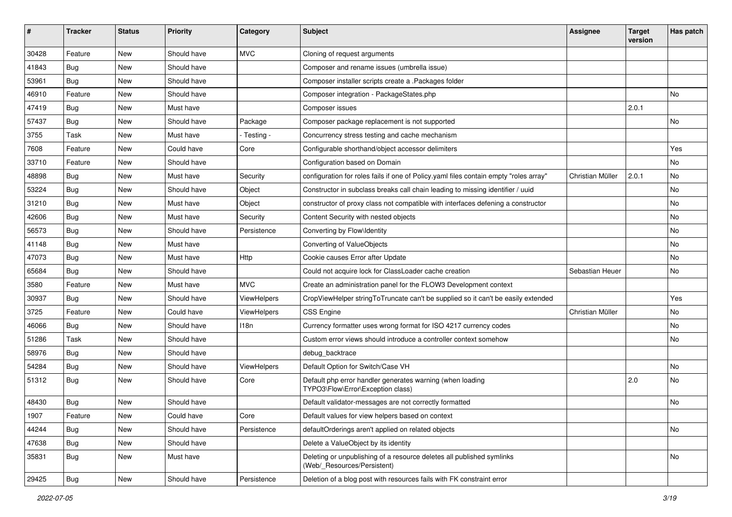| # | Tracker | Status | Priority | Category | Subject | Assignee | Target version | Has patch |
|---|---|---|---|---|---|---|---|---|
| 30428 | Feature | New | Should have | MVC | Cloning of request arguments | | | |
| 41843 | Bug | New | Should have | | Composer and rename issues (umbrella issue) | | | |
| 53961 | Bug | New | Should have | | Composer installer scripts create a .Packages folder | | | |
| 46910 | Feature | New | Should have | | Composer integration - PackageStates.php | | | No |
| 47419 | Bug | New | Must have | | Composer issues | | 2.0.1 | |
| 57437 | Bug | New | Should have | Package | Composer package replacement is not supported | | | No |
| 3755 | Task | New | Must have | - Testing - | Concurrency stress testing and cache mechanism | | | |
| 7608 | Feature | New | Could have | Core | Configurable shorthand/object accessor delimiters | | | Yes |
| 33710 | Feature | New | Should have | | Configuration based on Domain | | | No |
| 48898 | Bug | New | Must have | Security | configuration for roles fails if one of Policy.yaml files contain empty "roles array" | Christian Müller | 2.0.1 | No |
| 53224 | Bug | New | Should have | Object | Constructor in subclass breaks call chain leading to missing identifier / uuid | | | No |
| 31210 | Bug | New | Must have | Object | constructor of proxy class not compatible with interfaces defening a constructor | | | No |
| 42606 | Bug | New | Must have | Security | Content Security with nested objects | | | No |
| 56573 | Bug | New | Should have | Persistence | Converting by Flow\Identity | | | No |
| 41148 | Bug | New | Must have | | Converting of ValueObjects | | | No |
| 47073 | Bug | New | Must have | Http | Cookie causes Error after Update | | | No |
| 65684 | Bug | New | Should have | | Could not acquire lock for ClassLoader cache creation | Sebastian Heuer | | No |
| 3580 | Feature | New | Must have | MVC | Create an administration panel for the FLOW3 Development context | | | |
| 30937 | Bug | New | Should have | ViewHelpers | CropViewHelper stringToTruncate can't be supplied so it can't be easily extended | | | Yes |
| 3725 | Feature | New | Could have | ViewHelpers | CSS Engine | Christian Müller | | No |
| 46066 | Bug | New | Should have | I18n | Currency formatter uses wrong format for ISO 4217 currency codes | | | No |
| 51286 | Task | New | Should have | | Custom error views should introduce a controller context somehow | | | No |
| 58976 | Bug | New | Should have | | debug_backtrace | | | |
| 54284 | Bug | New | Should have | ViewHelpers | Default Option for Switch/Case VH | | | No |
| 51312 | Bug | New | Should have | Core | Default php error handler generates warning (when loading TYPO3\Flow\Error\Exception class) | | 2.0 | No |
| 48430 | Bug | New | Should have | | Default validator-messages are not correctly formatted | | | No |
| 1907 | Feature | New | Could have | Core | Default values for view helpers based on context | | | |
| 44244 | Bug | New | Should have | Persistence | defaultOrderings aren't applied on related objects | | | No |
| 47638 | Bug | New | Should have | | Delete a ValueObject by its identity | | | |
| 35831 | Bug | New | Must have | | Deleting or unpublishing of a resource deletes all published symlinks (Web/_Resources/Persistent) | | | No |
| 29425 | Bug | New | Should have | Persistence | Deletion of a blog post with resources fails with FK constraint error | | | |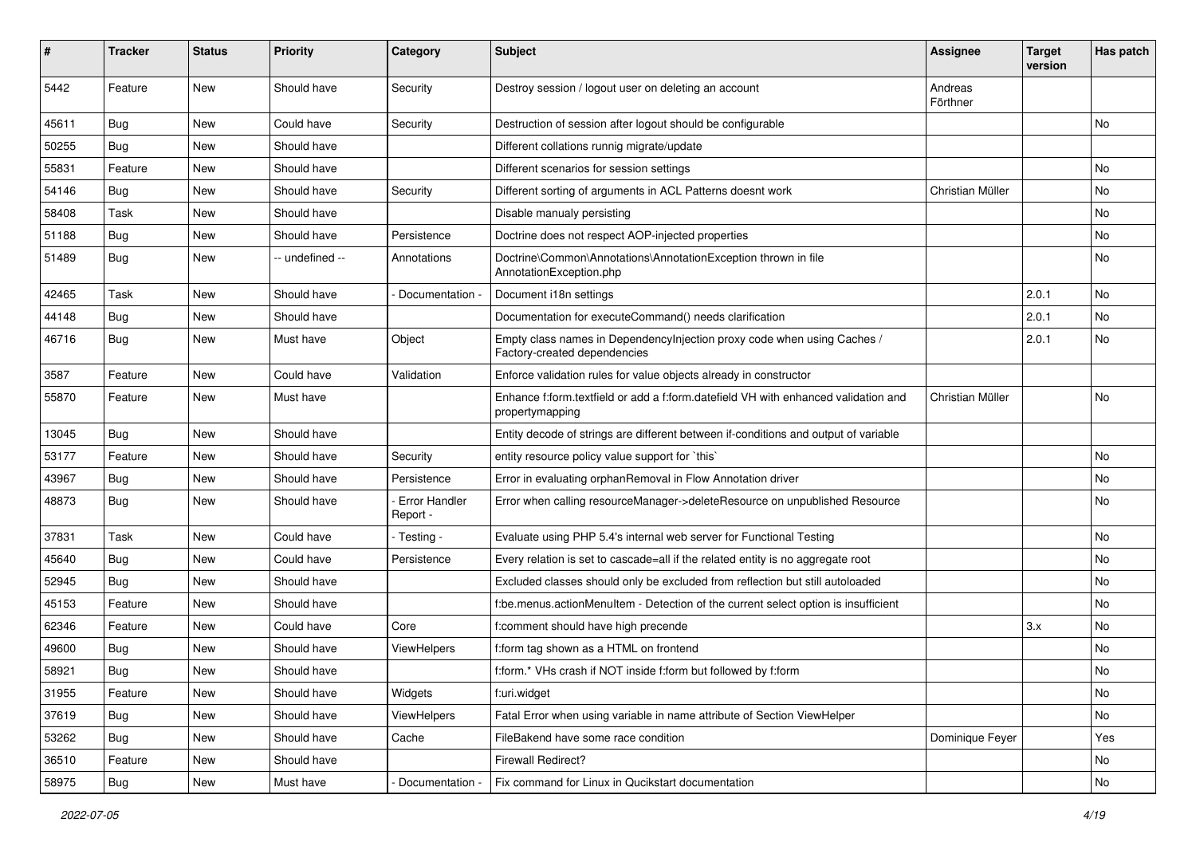| # | Tracker | Status | Priority | Category | Subject | Assignee | Target version | Has patch |
|---|---|---|---|---|---|---|---|---|
| 5442 | Feature | New | Should have | Security | Destroy session / logout user on deleting an account | Andreas Förthner | | |
| 45611 | Bug | New | Could have | Security | Destruction of session after logout should be configurable | | | No |
| 50255 | Bug | New | Should have | | Different collations runnig migrate/update | | | |
| 55831 | Feature | New | Should have | | Different scenarios for session settings | | | No |
| 54146 | Bug | New | Should have | Security | Different sorting of arguments in ACL Patterns doesnt work | Christian Müller | | No |
| 58408 | Task | New | Should have | | Disable manualy persisting | | | No |
| 51188 | Bug | New | Should have | Persistence | Doctrine does not respect AOP-injected properties | | | No |
| 51489 | Bug | New | -- undefined -- | Annotations | Doctrine\Common\Annotations\AnnotationException thrown in file AnnotationException.php | | | No |
| 42465 | Task | New | Should have | - Documentation - | Document i18n settings | | 2.0.1 | No |
| 44148 | Bug | New | Should have | | Documentation for executeCommand() needs clarification | | 2.0.1 | No |
| 46716 | Bug | New | Must have | Object | Empty class names in DependencyInjection proxy code when using Caches / Factory-created dependencies | | 2.0.1 | No |
| 3587 | Feature | New | Could have | Validation | Enforce validation rules for value objects already in constructor | | | |
| 55870 | Feature | New | Must have | | Enhance f:form.textfield or add a f:form.datefield VH with enhanced validation and propertymapping | Christian Müller | | No |
| 13045 | Bug | New | Should have | | Entity decode of strings are different between if-conditions and output of variable | | | |
| 53177 | Feature | New | Should have | Security | entity resource policy value support for `this` | | | No |
| 43967 | Bug | New | Should have | Persistence | Error in evaluating orphanRemoval in Flow Annotation driver | | | No |
| 48873 | Bug | New | Should have | - Error Handler Report - | Error when calling resourceManager->deleteResource on unpublished Resource | | | No |
| 37831 | Task | New | Could have | - Testing - | Evaluate using PHP 5.4's internal web server for Functional Testing | | | No |
| 45640 | Bug | New | Could have | Persistence | Every relation is set to cascade=all if the related entity is no aggregate root | | | No |
| 52945 | Bug | New | Should have | | Excluded classes should only be excluded from reflection but still autoloaded | | | No |
| 45153 | Feature | New | Should have | | f:be.menus.actionMenuItem - Detection of the current select option is insufficient | | | No |
| 62346 | Feature | New | Could have | Core | f:comment should have high precende | | 3.x | No |
| 49600 | Bug | New | Should have | ViewHelpers | f:form tag shown as a HTML on frontend | | | No |
| 58921 | Bug | New | Should have | | f:form.* VHs crash if NOT inside f:form but followed by f:form | | | No |
| 31955 | Feature | New | Should have | Widgets | f:uri.widget | | | No |
| 37619 | Bug | New | Should have | ViewHelpers | Fatal Error when using variable in name attribute of Section ViewHelper | | | No |
| 53262 | Bug | New | Should have | Cache | FileBakend have some race condition | Dominique Feyer | | Yes |
| 36510 | Feature | New | Should have | | Firewall Redirect? | | | No |
| 58975 | Bug | New | Must have | - Documentation - | Fix command for Linux in Qucikstart documentation | | | No |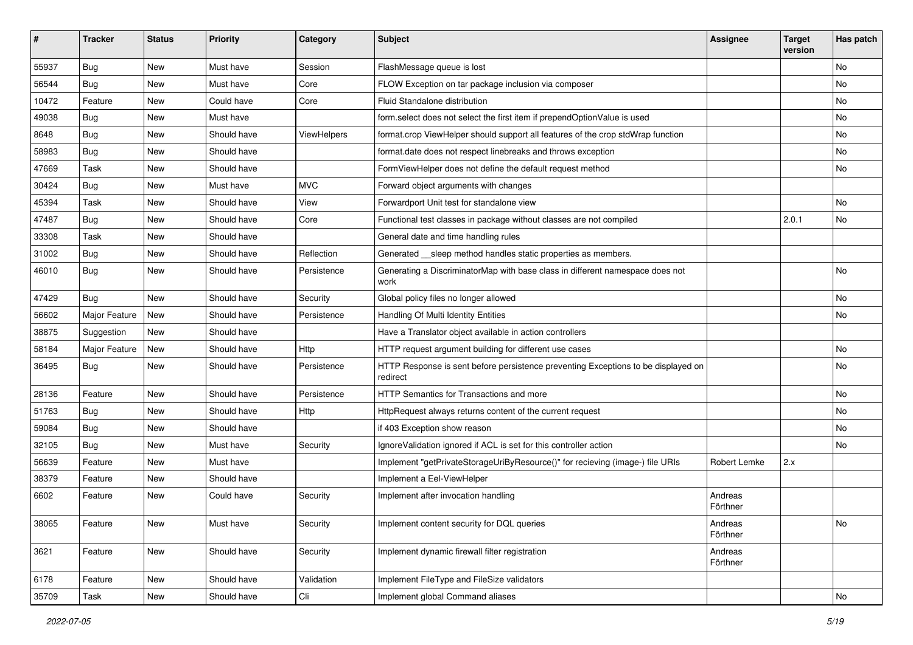| # | Tracker | Status | Priority | Category | Subject | Assignee | Target version | Has patch |
|---|---|---|---|---|---|---|---|---|
| 55937 | Bug | New | Must have | Session | FlashMessage queue is lost | | | No |
| 56544 | Bug | New | Must have | Core | FLOW Exception on tar package inclusion via composer | | | No |
| 10472 | Feature | New | Could have | Core | Fluid Standalone distribution | | | No |
| 49038 | Bug | New | Must have | | form.select does not select the first item if prependOptionValue is used | | | No |
| 8648 | Bug | New | Should have | ViewHelpers | format.crop ViewHelper should support all features of the crop stdWrap function | | | No |
| 58983 | Bug | New | Should have | | format.date does not respect linebreaks and throws exception | | | No |
| 47669 | Task | New | Should have | | FormViewHelper does not define the default request method | | | No |
| 30424 | Bug | New | Must have | MVC | Forward object arguments with changes | | | |
| 45394 | Task | New | Should have | View | Forwardport Unit test for standalone view | | | No |
| 47487 | Bug | New | Should have | Core | Functional test classes in package without classes are not compiled | | 2.0.1 | No |
| 33308 | Task | New | Should have | | General date and time handling rules | | | |
| 31002 | Bug | New | Should have | Reflection | Generated __sleep method handles static properties as members. | | | |
| 46010 | Bug | New | Should have | Persistence | Generating a DiscriminatorMap with base class in different namespace does not work | | | No |
| 47429 | Bug | New | Should have | Security | Global policy files no longer allowed | | | No |
| 56602 | Major Feature | New | Should have | Persistence | Handling Of Multi Identity Entities | | | No |
| 38875 | Suggestion | New | Should have | | Have a Translator object available in action controllers | | | |
| 58184 | Major Feature | New | Should have | Http | HTTP request argument building for different use cases | | | No |
| 36495 | Bug | New | Should have | Persistence | HTTP Response is sent before persistence preventing Exceptions to be displayed on redirect | | | No |
| 28136 | Feature | New | Should have | Persistence | HTTP Semantics for Transactions and more | | | No |
| 51763 | Bug | New | Should have | Http | HttpRequest always returns content of the current request | | | No |
| 59084 | Bug | New | Should have | | if 403 Exception show reason | | | No |
| 32105 | Bug | New | Must have | Security | IgnoreValidation ignored if ACL is set for this controller action | | | No |
| 56639 | Feature | New | Must have | | Implement "getPrivateStorageUriByResource()" for recieving (image-) file URIs | Robert Lemke | 2.x | |
| 38379 | Feature | New | Should have | | Implement a Eel-ViewHelper | | | |
| 6602 | Feature | New | Could have | Security | Implement after invocation handling | Andreas Förthner | | |
| 38065 | Feature | New | Must have | Security | Implement content security for DQL queries | Andreas Förthner | | No |
| 3621 | Feature | New | Should have | Security | Implement dynamic firewall filter registration | Andreas Förthner | | |
| 6178 | Feature | New | Should have | Validation | Implement FileType and FileSize validators | | | |
| 35709 | Task | New | Should have | Cli | Implement global Command aliases | | | No |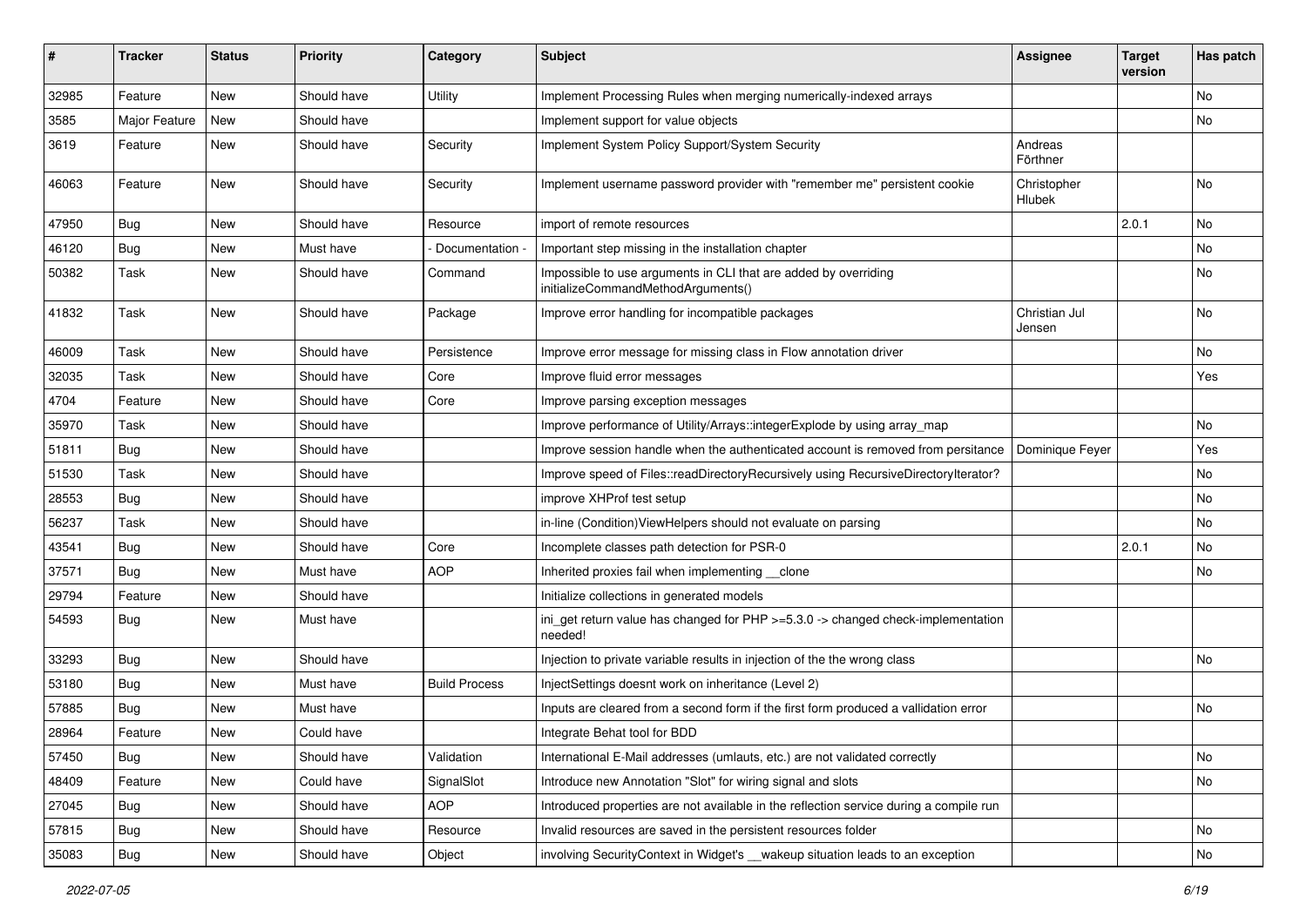| # | Tracker | Status | Priority | Category | Subject | Assignee | Target version | Has patch |
|---|---|---|---|---|---|---|---|---|
| 32985 | Feature | New | Should have | Utility | Implement Processing Rules when merging numerically-indexed arrays | | | No |
| 3585 | Major Feature | New | Should have | | Implement support for value objects | | | No |
| 3619 | Feature | New | Should have | Security | Implement System Policy Support/System Security | Andreas Förthner | | |
| 46063 | Feature | New | Should have | Security | Implement username password provider with "remember me" persistent cookie | Christopher Hlubek | | No |
| 47950 | Bug | New | Should have | Resource | import of remote resources | | 2.0.1 | No |
| 46120 | Bug | New | Must have | - Documentation - | Important step missing in the installation chapter | | | No |
| 50382 | Task | New | Should have | Command | Impossible to use arguments in CLI that are added by overriding initializeCommandMethodArguments() | | | No |
| 41832 | Task | New | Should have | Package | Improve error handling for incompatible packages | Christian Jul Jensen | | No |
| 46009 | Task | New | Should have | Persistence | Improve error message for missing class in Flow annotation driver | | | No |
| 32035 | Task | New | Should have | Core | Improve fluid error messages | | | Yes |
| 4704 | Feature | New | Should have | Core | Improve parsing exception messages | | | |
| 35970 | Task | New | Should have | | Improve performance of Utility/Arrays::integerExplode by using array_map | | | No |
| 51811 | Bug | New | Should have | | Improve session handle when the authenticated account is removed from persitance | Dominique Feyer | | Yes |
| 51530 | Task | New | Should have | | Improve speed of Files::readDirectoryRecursively using RecursiveDirectoryIterator? | | | No |
| 28553 | Bug | New | Should have | | improve XHProf test setup | | | No |
| 56237 | Task | New | Should have | | in-line (Condition)ViewHelpers should not evaluate on parsing | | | No |
| 43541 | Bug | New | Should have | Core | Incomplete classes path detection for PSR-0 | | 2.0.1 | No |
| 37571 | Bug | New | Must have | AOP | Inherited proxies fail when implementing __clone | | | No |
| 29794 | Feature | New | Should have | | Initialize collections in generated models | | | |
| 54593 | Bug | New | Must have | | ini_get return value has changed for PHP >=5.3.0 -> changed check-implementation needed! | | | |
| 33293 | Bug | New | Should have | | Injection to private variable results in injection of the the wrong class | | | No |
| 53180 | Bug | New | Must have | Build Process | InjectSettings doesnt work on inheritance (Level 2) | | | |
| 57885 | Bug | New | Must have | | Inputs are cleared from a second form if the first form produced a vallidation error | | | No |
| 28964 | Feature | New | Could have | | Integrate Behat tool for BDD | | | |
| 57450 | Bug | New | Should have | Validation | International E-Mail addresses (umlauts, etc.) are not validated correctly | | | No |
| 48409 | Feature | New | Could have | SignalSlot | Introduce new Annotation "Slot" for wiring signal and slots | | | No |
| 27045 | Bug | New | Should have | AOP | Introduced properties are not available in the reflection service during a compile run | | | |
| 57815 | Bug | New | Should have | Resource | Invalid resources are saved in the persistent resources folder | | | No |
| 35083 | Bug | New | Should have | Object | involving SecurityContext in Widget's __wakeup situation leads to an exception | | | No |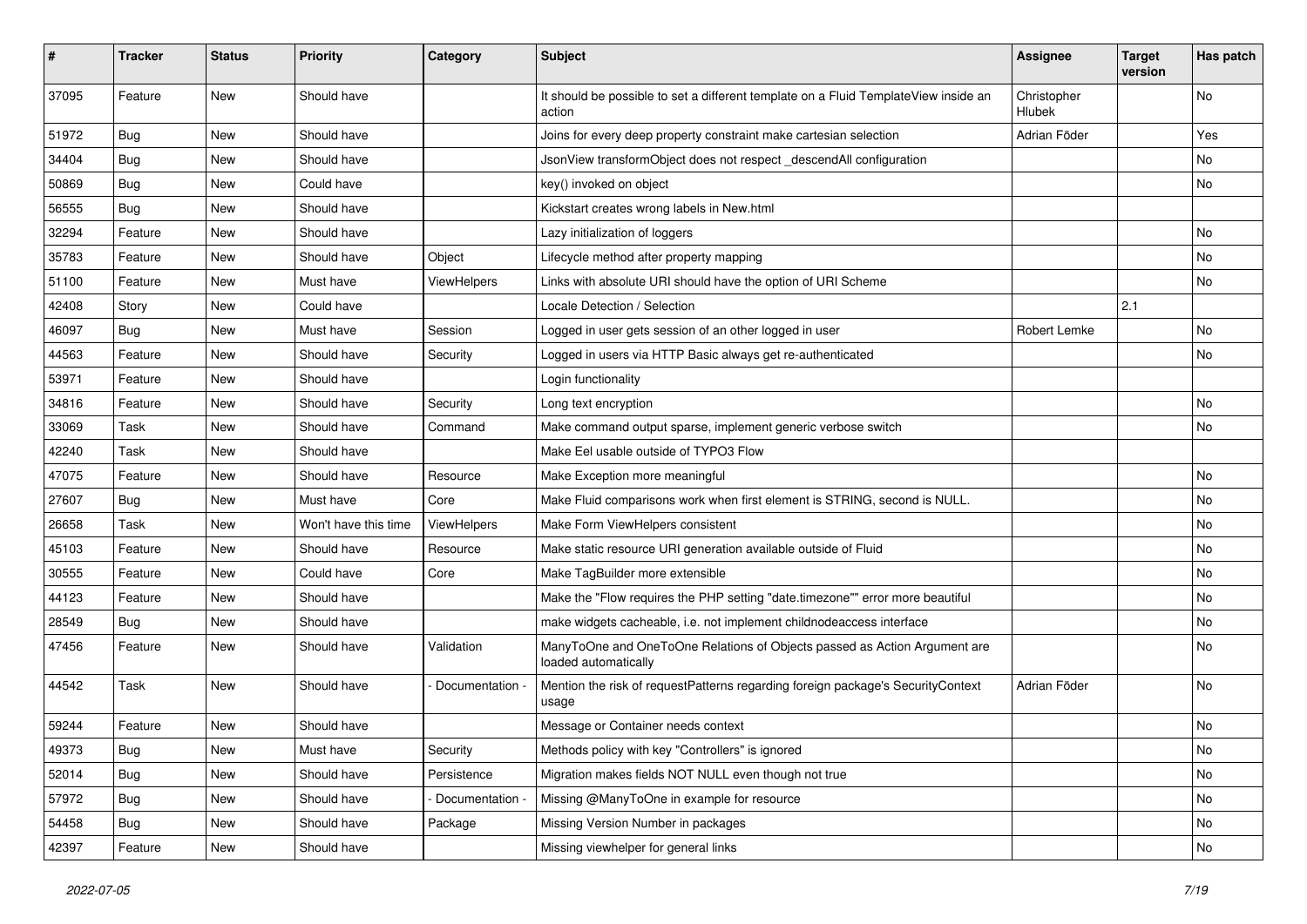| # | Tracker | Status | Priority | Category | Subject | Assignee | Target version | Has patch |
|---|---|---|---|---|---|---|---|---|
| 37095 | Feature | New | Should have | | It should be possible to set a different template on a Fluid TemplateView inside an action | Christopher Hlubek | | No |
| 51972 | Bug | New | Should have | | Joins for every deep property constraint make cartesian selection | Adrian Föder | | Yes |
| 34404 | Bug | New | Should have | | JsonView transformObject does not respect _descendAll configuration | | | No |
| 50869 | Bug | New | Could have | | key() invoked on object | | | No |
| 56555 | Bug | New | Should have | | Kickstart creates wrong labels in New.html | | | |
| 32294 | Feature | New | Should have | | Lazy initialization of loggers | | | No |
| 35783 | Feature | New | Should have | Object | Lifecycle method after property mapping | | | No |
| 51100 | Feature | New | Must have | ViewHelpers | Links with absolute URI should have the option of URI Scheme | | | No |
| 42408 | Story | New | Could have | | Locale Detection / Selection | | 2.1 | |
| 46097 | Bug | New | Must have | Session | Logged in user gets session of an other logged in user | Robert Lemke | | No |
| 44563 | Feature | New | Should have | Security | Logged in users via HTTP Basic always get re-authenticated | | | No |
| 53971 | Feature | New | Should have | | Login functionality | | | |
| 34816 | Feature | New | Should have | Security | Long text encryption | | | No |
| 33069 | Task | New | Should have | Command | Make command output sparse, implement generic verbose switch | | | No |
| 42240 | Task | New | Should have | | Make Eel usable outside of TYPO3 Flow | | | |
| 47075 | Feature | New | Should have | Resource | Make Exception more meaningful | | | No |
| 27607 | Bug | New | Must have | Core | Make Fluid comparisons work when first element is STRING, second is NULL. | | | No |
| 26658 | Task | New | Won't have this time | ViewHelpers | Make Form ViewHelpers consistent | | | No |
| 45103 | Feature | New | Should have | Resource | Make static resource URI generation available outside of Fluid | | | No |
| 30555 | Feature | New | Could have | Core | Make TagBuilder more extensible | | | No |
| 44123 | Feature | New | Should have | | Make the "Flow requires the PHP setting "date.timezone"" error more beautiful | | | No |
| 28549 | Bug | New | Should have | | make widgets cacheable, i.e. not implement childnodeaccess interface | | | No |
| 47456 | Feature | New | Should have | Validation | ManyToOne and OneToOne Relations of Objects passed as Action Argument are loaded automatically | | | No |
| 44542 | Task | New | Should have | - Documentation - | Mention the risk of requestPatterns regarding foreign package's SecurityContext usage | Adrian Föder | | No |
| 59244 | Feature | New | Should have | | Message or Container needs context | | | No |
| 49373 | Bug | New | Must have | Security | Methods policy with key "Controllers" is ignored | | | No |
| 52014 | Bug | New | Should have | Persistence | Migration makes fields NOT NULL even though not true | | | No |
| 57972 | Bug | New | Should have | - Documentation - | Missing @ManyToOne in example for resource | | | No |
| 54458 | Bug | New | Should have | Package | Missing Version Number in packages | | | No |
| 42397 | Feature | New | Should have | | Missing viewhelper for general links | | | No |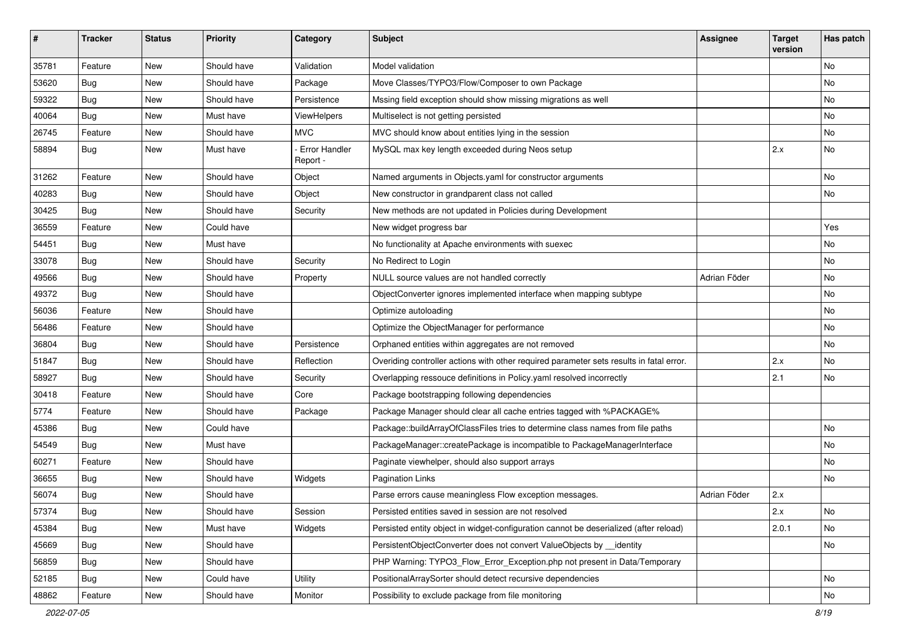| # | Tracker | Status | Priority | Category | Subject | Assignee | Target version | Has patch |
|---|---|---|---|---|---|---|---|---|
| 35781 | Feature | New | Should have | Validation | Model validation | | | No |
| 53620 | Bug | New | Should have | Package | Move Classes/TYPO3/Flow/Composer to own Package | | | No |
| 59322 | Bug | New | Should have | Persistence | Mssing field exception should show missing migrations as well | | | No |
| 40064 | Bug | New | Must have | ViewHelpers | Multiselect is not getting persisted | | | No |
| 26745 | Feature | New | Should have | MVC | MVC should know about entities lying in the session | | | No |
| 58894 | Bug | New | Must have | - Error Handler Report - | MySQL max key length exceeded during Neos setup | | 2.x | No |
| 31262 | Feature | New | Should have | Object | Named arguments in Objects.yaml for constructor arguments | | | No |
| 40283 | Bug | New | Should have | Object | New constructor in grandparent class not called | | | No |
| 30425 | Bug | New | Should have | Security | New methods are not updated in Policies during Development | | | |
| 36559 | Feature | New | Could have | | New widget progress bar | | | Yes |
| 54451 | Bug | New | Must have | | No functionality at Apache environments with suexec | | | No |
| 33078 | Bug | New | Should have | Security | No Redirect to Login | | | No |
| 49566 | Bug | New | Should have | Property | NULL source values are not handled correctly | Adrian Föder | | No |
| 49372 | Bug | New | Should have | | ObjectConverter ignores implemented interface when mapping subtype | | | No |
| 56036 | Feature | New | Should have | | Optimize autoloading | | | No |
| 56486 | Feature | New | Should have | | Optimize the ObjectManager for performance | | | No |
| 36804 | Bug | New | Should have | Persistence | Orphaned entities within aggregates are not removed | | | No |
| 51847 | Bug | New | Should have | Reflection | Overiding controller actions with other required parameter sets results in fatal error. | | 2.x | No |
| 58927 | Bug | New | Should have | Security | Overlapping ressouce definitions in Policy.yaml resolved incorrectly | | 2.1 | No |
| 30418 | Feature | New | Should have | Core | Package bootstrapping following dependencies | | | |
| 5774 | Feature | New | Should have | Package | Package Manager should clear all cache entries tagged with %PACKAGE% | | | |
| 45386 | Bug | New | Could have | | Package::buildArrayOfClassFiles tries to determine class names from file paths | | | No |
| 54549 | Bug | New | Must have | | PackageManager::createPackage is incompatible to PackageManagerInterface | | | No |
| 60271 | Feature | New | Should have | | Paginate viewhelper, should also support arrays | | | No |
| 36655 | Bug | New | Should have | Widgets | Pagination Links | | | No |
| 56074 | Bug | New | Should have | | Parse errors cause meaningless Flow exception messages. | Adrian Föder | 2.x | |
| 57374 | Bug | New | Should have | Session | Persisted entities saved in session are not resolved | | 2.x | No |
| 45384 | Bug | New | Must have | Widgets | Persisted entity object in widget-configuration cannot be deserialized (after reload) | | 2.0.1 | No |
| 45669 | Bug | New | Should have | | PersistentObjectConverter does not convert ValueObjects by __identity | | | No |
| 56859 | Bug | New | Should have | | PHP Warning: TYPO3_Flow_Error_Exception.php not present in Data/Temporary | | | |
| 52185 | Bug | New | Could have | Utility | PositionalArraySorter should detect recursive dependencies | | | No |
| 48862 | Feature | New | Should have | Monitor | Possibility to exclude package from file monitoring | | | No |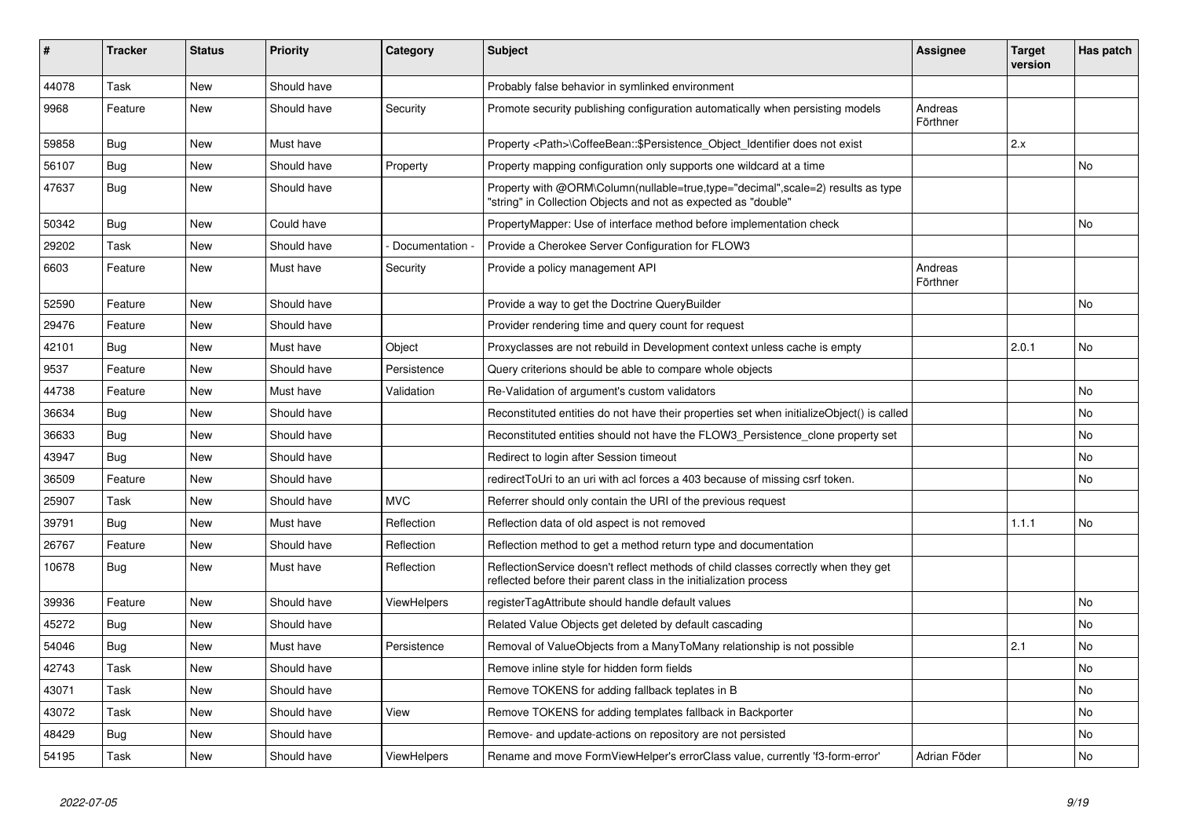| # | Tracker | Status | Priority | Category | Subject | Assignee | Target version | Has patch |
|---|---|---|---|---|---|---|---|---|
| 44078 | Task | New | Should have | | Probably false behavior in symlinked environment | | | |
| 9968 | Feature | New | Should have | Security | Promote security publishing configuration automatically when persisting models | Andreas Förthner | | |
| 59858 | Bug | New | Must have | | Property <Path>\CoffeeBean::$Persistence_Object_Identifier does not exist | | 2.x | |
| 56107 | Bug | New | Should have | Property | Property mapping configuration only supports one wildcard at a time | | | No |
| 47637 | Bug | New | Should have | | Property with @ORM\Column(nullable=true,type="decimal",scale=2) results as type "string" in Collection Objects and not as expected as "double" | | | |
| 50342 | Bug | New | Could have | | PropertyMapper: Use of interface method before implementation check | | | No |
| 29202 | Task | New | Should have | - Documentation - | Provide a Cherokee Server Configuration for FLOW3 | | | |
| 6603 | Feature | New | Must have | Security | Provide a policy management API | Andreas Förthner | | |
| 52590 | Feature | New | Should have | | Provide a way to get the Doctrine QueryBuilder | | | No |
| 29476 | Feature | New | Should have | | Provider rendering time and query count for request | | | |
| 42101 | Bug | New | Must have | Object | Proxyclasses are not rebuild in Development context unless cache is empty | | 2.0.1 | No |
| 9537 | Feature | New | Should have | Persistence | Query criterions should be able to compare whole objects | | | |
| 44738 | Feature | New | Must have | Validation | Re-Validation of argument's custom validators | | | No |
| 36634 | Bug | New | Should have | | Reconstituted entities do not have their properties set when initializeObject() is called | | | No |
| 36633 | Bug | New | Should have | | Reconstituted entities should not have the FLOW3_Persistence_clone property set | | | No |
| 43947 | Bug | New | Should have | | Redirect to login after Session timeout | | | No |
| 36509 | Feature | New | Should have | | redirectToUri to an uri with acl forces a 403 because of missing csrf token. | | | No |
| 25907 | Task | New | Should have | MVC | Referrer should only contain the URI of the previous request | | | |
| 39791 | Bug | New | Must have | Reflection | Reflection data of old aspect is not removed | | 1.1.1 | No |
| 26767 | Feature | New | Should have | Reflection | Reflection method to get a method return type and documentation | | | |
| 10678 | Bug | New | Must have | Reflection | ReflectionService doesn't reflect methods of child classes correctly when they get reflected before their parent class in the initialization process | | | |
| 39936 | Feature | New | Should have | ViewHelpers | registerTagAttribute should handle default values | | | No |
| 45272 | Bug | New | Should have | | Related Value Objects get deleted by default cascading | | | No |
| 54046 | Bug | New | Must have | Persistence | Removal of ValueObjects from a ManyToMany relationship is not possible | | 2.1 | No |
| 42743 | Task | New | Should have | | Remove inline style for hidden form fields | | | No |
| 43071 | Task | New | Should have | | Remove TOKENS for adding fallback teplates in B | | | No |
| 43072 | Task | New | Should have | View | Remove TOKENS for adding templates fallback in Backporter | | | No |
| 48429 | Bug | New | Should have | | Remove- and update-actions on repository are not persisted | | | No |
| 54195 | Task | New | Should have | ViewHelpers | Rename and move FormViewHelper's errorClass value, currently 'f3-form-error' | Adrian Föder | | No |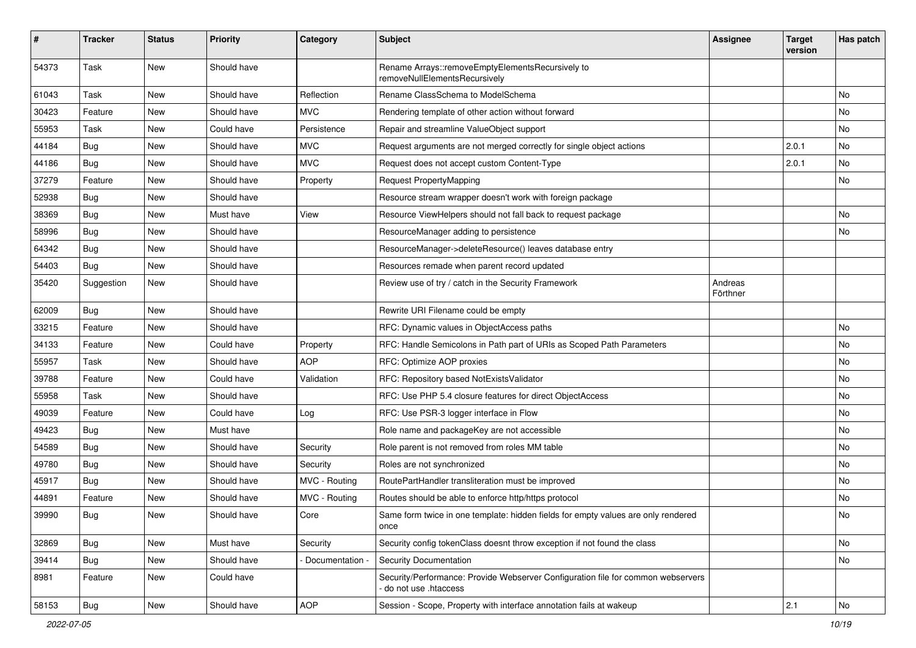| # | Tracker | Status | Priority | Category | Subject | Assignee | Target version | Has patch |
|---|---|---|---|---|---|---|---|---|
| 54373 | Task | New | Should have | | Rename Arrays::removeEmptyElementsRecursively to removeNullElementsRecursively | | | |
| 61043 | Task | New | Should have | Reflection | Rename ClassSchema to ModelSchema | | | No |
| 30423 | Feature | New | Should have | MVC | Rendering template of other action without forward | | | No |
| 55953 | Task | New | Could have | Persistence | Repair and streamline ValueObject support | | | No |
| 44184 | Bug | New | Should have | MVC | Request arguments are not merged correctly for single object actions | | 2.0.1 | No |
| 44186 | Bug | New | Should have | MVC | Request does not accept custom Content-Type | | 2.0.1 | No |
| 37279 | Feature | New | Should have | Property | Request PropertyMapping | | | No |
| 52938 | Bug | New | Should have | | Resource stream wrapper doesn't work with foreign package | | | |
| 38369 | Bug | New | Must have | View | Resource ViewHelpers should not fall back to request package | | | No |
| 58996 | Bug | New | Should have | | ResourceManager adding to persistence | | | No |
| 64342 | Bug | New | Should have | | ResourceManager->deleteResource() leaves database entry | | | |
| 54403 | Bug | New | Should have | | Resources remade when parent record updated | | | |
| 35420 | Suggestion | New | Should have | | Review use of try / catch in the Security Framework | Andreas Förthner | | |
| 62009 | Bug | New | Should have | | Rewrite URI Filename could be empty | | | |
| 33215 | Feature | New | Should have | | RFC: Dynamic values in ObjectAccess paths | | | No |
| 34133 | Feature | New | Could have | Property | RFC: Handle Semicolons in Path part of URIs as Scoped Path Parameters | | | No |
| 55957 | Task | New | Should have | AOP | RFC: Optimize AOP proxies | | | No |
| 39788 | Feature | New | Could have | Validation | RFC: Repository based NotExistsValidator | | | No |
| 55958 | Task | New | Should have | | RFC: Use PHP 5.4 closure features for direct ObjectAccess | | | No |
| 49039 | Feature | New | Could have | Log | RFC: Use PSR-3 logger interface in Flow | | | No |
| 49423 | Bug | New | Must have | | Role name and packageKey are not accessible | | | No |
| 54589 | Bug | New | Should have | Security | Role parent is not removed from roles MM table | | | No |
| 49780 | Bug | New | Should have | Security | Roles are not synchronized | | | No |
| 45917 | Bug | New | Should have | MVC - Routing | RoutePartHandler transliteration must be improved | | | No |
| 44891 | Feature | New | Should have | MVC - Routing | Routes should be able to enforce http/https protocol | | | No |
| 39990 | Bug | New | Should have | Core | Same form twice in one template: hidden fields for empty values are only rendered once | | | No |
| 32869 | Bug | New | Must have | Security | Security config tokenClass doesnt throw exception if not found the class | | | No |
| 39414 | Bug | New | Should have | - Documentation - | Security Documentation | | | No |
| 8981 | Feature | New | Could have | | Security/Performance: Provide Webserver Configuration file for common webservers - do not use .htaccess | | | |
| 58153 | Bug | New | Should have | AOP | Session - Scope, Property with interface annotation fails at wakeup | | 2.1 | No |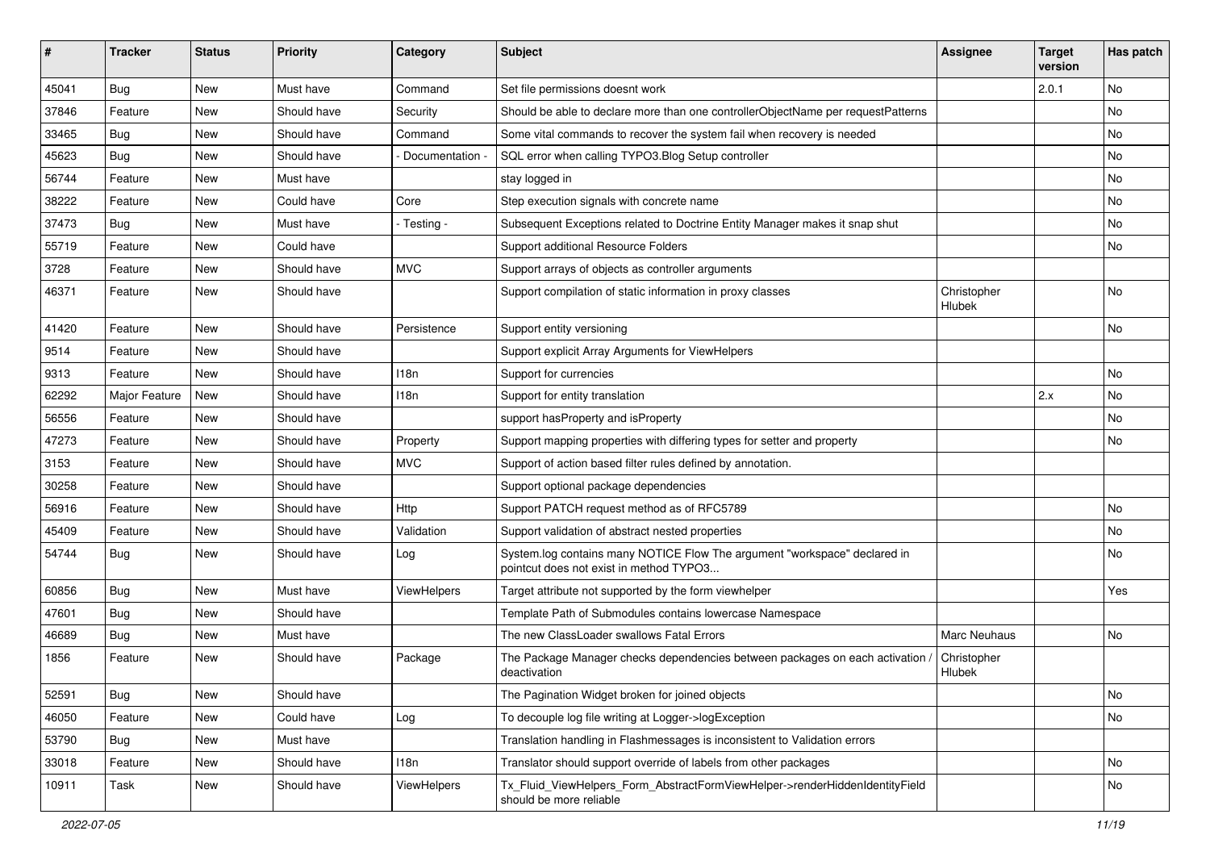| # | Tracker | Status | Priority | Category | Subject | Assignee | Target version | Has patch |
|---|---|---|---|---|---|---|---|---|
| 45041 | Bug | New | Must have | Command | Set file permissions doesnt work | | 2.0.1 | No |
| 37846 | Feature | New | Should have | Security | Should be able to declare more than one controllerObjectName per requestPatterns | | | No |
| 33465 | Bug | New | Should have | Command | Some vital commands to recover the system fail when recovery is needed | | | No |
| 45623 | Bug | New | Should have | - Documentation - | SQL error when calling TYPO3.Blog Setup controller | | | No |
| 56744 | Feature | New | Must have | | stay logged in | | | No |
| 38222 | Feature | New | Could have | Core | Step execution signals with concrete name | | | No |
| 37473 | Bug | New | Must have | - Testing - | Subsequent Exceptions related to Doctrine Entity Manager makes it snap shut | | | No |
| 55719 | Feature | New | Could have | | Support additional Resource Folders | | | No |
| 3728 | Feature | New | Should have | MVC | Support arrays of objects as controller arguments | | | |
| 46371 | Feature | New | Should have | | Support compilation of static information in proxy classes | Christopher Hlubek | | No |
| 41420 | Feature | New | Should have | Persistence | Support entity versioning | | | No |
| 9514 | Feature | New | Should have | | Support explicit Array Arguments for ViewHelpers | | | |
| 9313 | Feature | New | Should have | I18n | Support for currencies | | | No |
| 62292 | Major Feature | New | Should have | I18n | Support for entity translation | | 2.x | No |
| 56556 | Feature | New | Should have | | support hasProperty and isProperty | | | No |
| 47273 | Feature | New | Should have | Property | Support mapping properties with differing types for setter and property | | | No |
| 3153 | Feature | New | Should have | MVC | Support of action based filter rules defined by annotation. | | | |
| 30258 | Feature | New | Should have | | Support optional package dependencies | | | |
| 56916 | Feature | New | Should have | Http | Support PATCH request method as of RFC5789 | | | No |
| 45409 | Feature | New | Should have | Validation | Support validation of abstract nested properties | | | No |
| 54744 | Bug | New | Should have | Log | System.log contains many NOTICE Flow The argument "workspace" declared in pointcut does not exist in method TYPO3... | | | No |
| 60856 | Bug | New | Must have | ViewHelpers | Target attribute not supported by the form viewhelper | | | Yes |
| 47601 | Bug | New | Should have | | Template Path of Submodules contains lowercase Namespace | | | |
| 46689 | Bug | New | Must have | | The new ClassLoader swallows Fatal Errors | Marc Neuhaus | | No |
| 1856 | Feature | New | Should have | Package | The Package Manager checks dependencies between packages on each activation / deactivation | Christopher Hlubek | | |
| 52591 | Bug | New | Should have | | The Pagination Widget broken for joined objects | | | No |
| 46050 | Feature | New | Could have | Log | To decouple log file writing at Logger->logException | | | No |
| 53790 | Bug | New | Must have | | Translation handling in Flashmessages is inconsistent to Validation errors | | | |
| 33018 | Feature | New | Should have | I18n | Translator should support override of labels from other packages | | | No |
| 10911 | Task | New | Should have | ViewHelpers | Tx_Fluid_ViewHelpers_Form_AbstractFormViewHelper->renderHiddenIdentityField should be more reliable | | | No |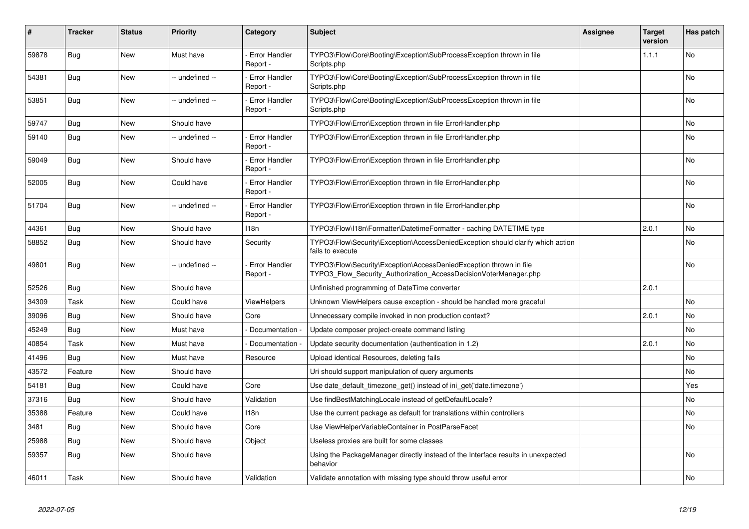| # | Tracker | Status | Priority | Category | Subject | Assignee | Target version | Has patch |
|---|---|---|---|---|---|---|---|---|
| 59878 | Bug | New | Must have | - Error Handler Report - | TYPO3\Flow\Core\Booting\Exception\SubProcessException thrown in file Scripts.php | | 1.1.1 | No |
| 54381 | Bug | New | -- undefined -- | - Error Handler Report - | TYPO3\Flow\Core\Booting\Exception\SubProcessException thrown in file Scripts.php | | | No |
| 53851 | Bug | New | -- undefined -- | - Error Handler Report - | TYPO3\Flow\Core\Booting\Exception\SubProcessException thrown in file Scripts.php | | | No |
| 59747 | Bug | New | Should have | | TYPO3\Flow\Error\Exception thrown in file ErrorHandler.php | | | No |
| 59140 | Bug | New | -- undefined -- | - Error Handler Report - | TYPO3\Flow\Error\Exception thrown in file ErrorHandler.php | | | No |
| 59049 | Bug | New | Should have | - Error Handler Report - | TYPO3\Flow\Error\Exception thrown in file ErrorHandler.php | | | No |
| 52005 | Bug | New | Could have | - Error Handler Report - | TYPO3\Flow\Error\Exception thrown in file ErrorHandler.php | | | No |
| 51704 | Bug | New | -- undefined -- | - Error Handler Report - | TYPO3\Flow\Error\Exception thrown in file ErrorHandler.php | | | No |
| 44361 | Bug | New | Should have | I18n | TYPO3\Flow\I18n\Formatter\DatetimeFormatter - caching DATETIME type | | 2.0.1 | No |
| 58852 | Bug | New | Should have | Security | TYPO3\Flow\Security\Exception\AccessDeniedException should clarify which action fails to execute | | | No |
| 49801 | Bug | New | -- undefined -- | - Error Handler Report - | TYPO3\Flow\Security\Exception\AccessDeniedException thrown in file TYPO3_Flow_Security_Authorization_AccessDecisionVoterManager.php | | | No |
| 52526 | Bug | New | Should have | | Unfinished programming of DateTime converter | | 2.0.1 | |
| 34309 | Task | New | Could have | ViewHelpers | Unknown ViewHelpers cause exception - should be handled more graceful | | | No |
| 39096 | Bug | New | Should have | Core | Unnecessary compile invoked in non production context? | | 2.0.1 | No |
| 45249 | Bug | New | Must have | - Documentation - | Update composer project-create command listing | | | No |
| 40854 | Task | New | Must have | - Documentation - | Update security documentation (authentication in 1.2) | | 2.0.1 | No |
| 41496 | Bug | New | Must have | Resource | Upload identical Resources, deleting fails | | | No |
| 43572 | Feature | New | Should have | | Uri should support manipulation of query arguments | | | No |
| 54181 | Bug | New | Could have | Core | Use date_default_timezone_get() instead of ini_get('date.timezone') | | | Yes |
| 37316 | Bug | New | Should have | Validation | Use findBestMatchingLocale instead of getDefaultLocale? | | | No |
| 35388 | Feature | New | Could have | I18n | Use the current package as default for translations within controllers | | | No |
| 3481 | Bug | New | Should have | Core | Use ViewHelperVariableContainer in PostParseFacet | | | No |
| 25988 | Bug | New | Should have | Object | Useless proxies are built for some classes | | | |
| 59357 | Bug | New | Should have | | Using the PackageManager directly instead of the Interface results in unexpected behavior | | | No |
| 46011 | Task | New | Should have | Validation | Validate annotation with missing type should throw useful error | | | No |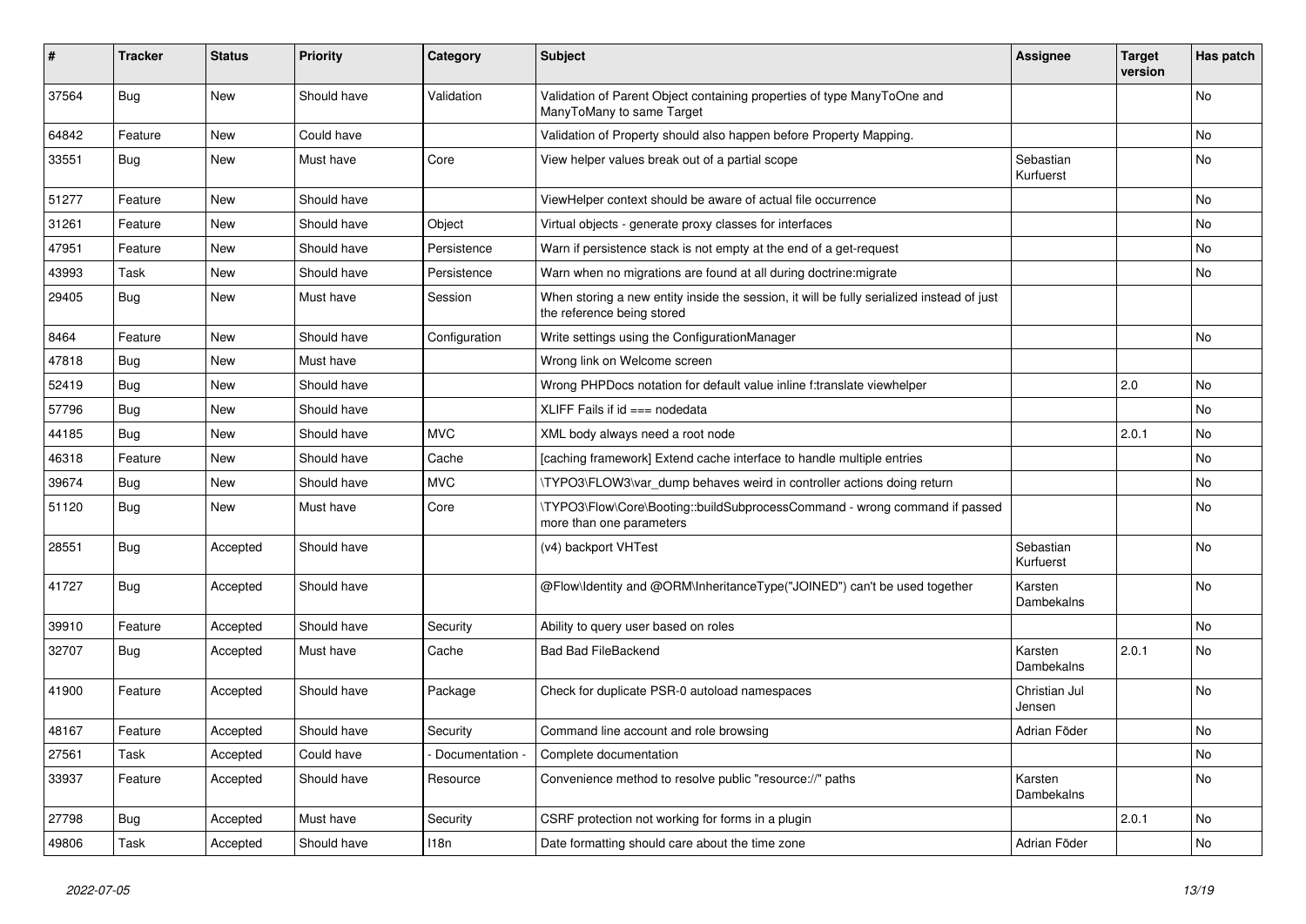| # | Tracker | Status | Priority | Category | Subject | Assignee | Target version | Has patch |
|---|---|---|---|---|---|---|---|---|
| 37564 | Bug | New | Should have | Validation | Validation of Parent Object containing properties of type ManyToOne and ManyToMany to same Target | | | No |
| 64842 | Feature | New | Could have | | Validation of Property should also happen before Property Mapping. | | | No |
| 33551 | Bug | New | Must have | Core | View helper values break out of a partial scope | Sebastian Kurfuerst | | No |
| 51277 | Feature | New | Should have | | ViewHelper context should be aware of actual file occurrence | | | No |
| 31261 | Feature | New | Should have | Object | Virtual objects - generate proxy classes for interfaces | | | No |
| 47951 | Feature | New | Should have | Persistence | Warn if persistence stack is not empty at the end of a get-request | | | No |
| 43993 | Task | New | Should have | Persistence | Warn when no migrations are found at all during doctrine:migrate | | | No |
| 29405 | Bug | New | Must have | Session | When storing a new entity inside the session, it will be fully serialized instead of just the reference being stored | | | |
| 8464 | Feature | New | Should have | Configuration | Write settings using the ConfigurationManager | | | No |
| 47818 | Bug | New | Must have | | Wrong link on Welcome screen | | | |
| 52419 | Bug | New | Should have | | Wrong PHPDocs notation for default value inline f:translate viewhelper | | 2.0 | No |
| 57796 | Bug | New | Should have | | XLIFF Fails if id === nodedata | | | No |
| 44185 | Bug | New | Should have | MVC | XML body always need a root node | | 2.0.1 | No |
| 46318 | Feature | New | Should have | Cache | [caching framework] Extend cache interface to handle multiple entries | | | No |
| 39674 | Bug | New | Should have | MVC | \TYPO3\FLOW3\var_dump behaves weird in controller actions doing return | | | No |
| 51120 | Bug | New | Must have | Core | \TYPO3\Flow\Core\Booting::buildSubprocessCommand - wrong command if passed more than one parameters | | | No |
| 28551 | Bug | Accepted | Should have | | (v4) backport VHTest | Sebastian Kurfuerst | | No |
| 41727 | Bug | Accepted | Should have | | @Flow\Identity and @ORM\InheritanceType("JOINED") can't be used together | Karsten Dambekalns | | No |
| 39910 | Feature | Accepted | Should have | Security | Ability to query user based on roles | | | No |
| 32707 | Bug | Accepted | Must have | Cache | Bad Bad FileBackend | Karsten Dambekalns | 2.0.1 | No |
| 41900 | Feature | Accepted | Should have | Package | Check for duplicate PSR-0 autoload namespaces | Christian Jul Jensen | | No |
| 48167 | Feature | Accepted | Should have | Security | Command line account and role browsing | Adrian Föder | | No |
| 27561 | Task | Accepted | Could have | - Documentation - | Complete documentation | | | No |
| 33937 | Feature | Accepted | Should have | Resource | Convenience method to resolve public "resource://" paths | Karsten Dambekalns | | No |
| 27798 | Bug | Accepted | Must have | Security | CSRF protection not working for forms in a plugin | | 2.0.1 | No |
| 49806 | Task | Accepted | Should have | I18n | Date formatting should care about the time zone | Adrian Föder | | No |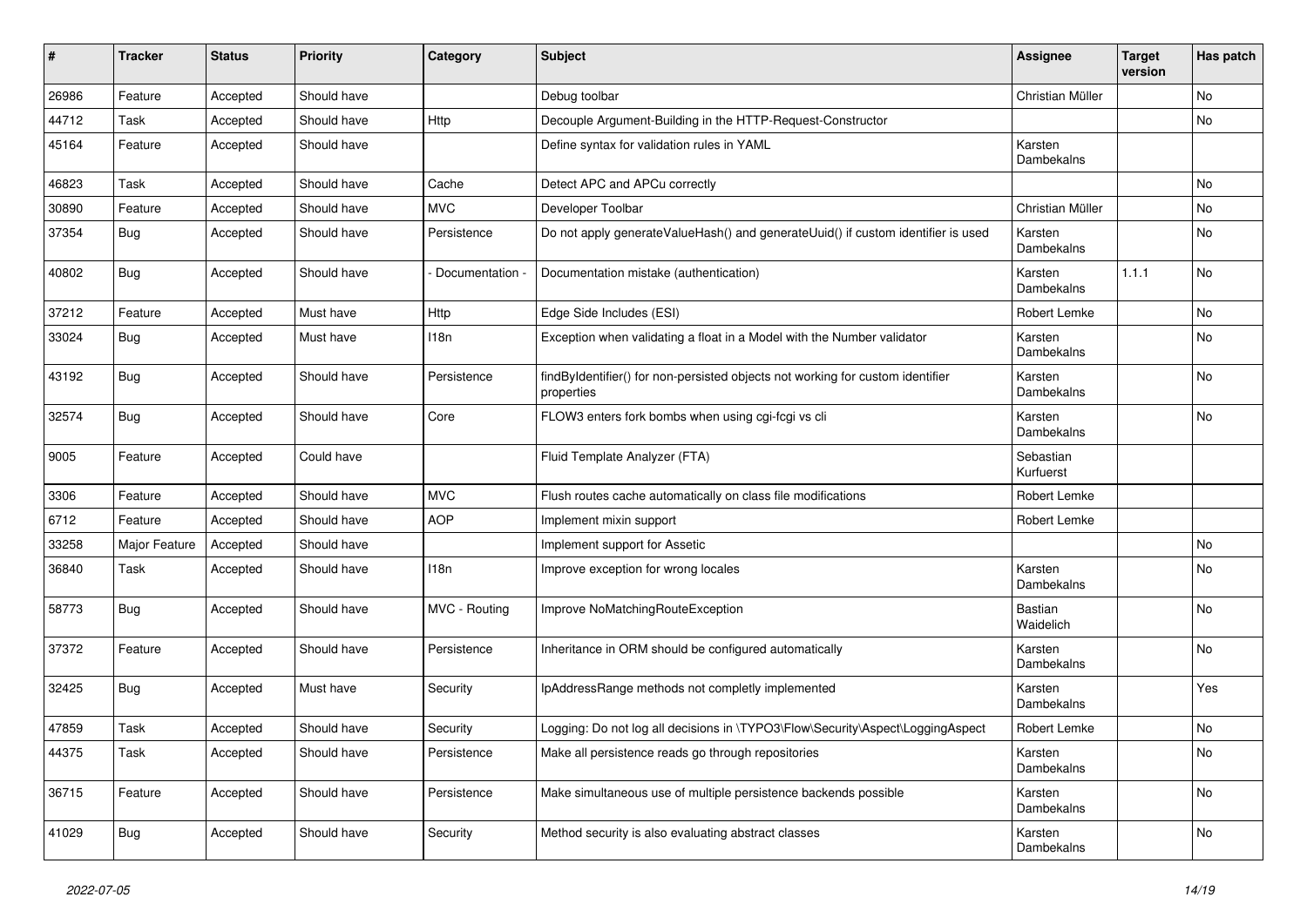| # | Tracker | Status | Priority | Category | Subject | Assignee | Target version | Has patch |
|---|---|---|---|---|---|---|---|---|
| 26986 | Feature | Accepted | Should have | | Debug toolbar | Christian Müller | | No |
| 44712 | Task | Accepted | Should have | Http | Decouple Argument-Building in the HTTP-Request-Constructor | | | No |
| 45164 | Feature | Accepted | Should have | | Define syntax for validation rules in YAML | Karsten Dambekalns | | |
| 46823 | Task | Accepted | Should have | Cache | Detect APC and APCu correctly | | | No |
| 30890 | Feature | Accepted | Should have | MVC | Developer Toolbar | Christian Müller | | No |
| 37354 | Bug | Accepted | Should have | Persistence | Do not apply generateValueHash() and generateUuid() if custom identifier is used | Karsten Dambekalns | | No |
| 40802 | Bug | Accepted | Should have | - Documentation - | Documentation mistake (authentication) | Karsten Dambekalns | 1.1.1 | No |
| 37212 | Feature | Accepted | Must have | Http | Edge Side Includes (ESI) | Robert Lemke | | No |
| 33024 | Bug | Accepted | Must have | I18n | Exception when validating a float in a Model with the Number validator | Karsten Dambekalns | | No |
| 43192 | Bug | Accepted | Should have | Persistence | findByIdentifier() for non-persisted objects not working for custom identifier properties | Karsten Dambekalns | | No |
| 32574 | Bug | Accepted | Should have | Core | FLOW3 enters fork bombs when using cgi-fcgi vs cli | Karsten Dambekalns | | No |
| 9005 | Feature | Accepted | Could have | | Fluid Template Analyzer (FTA) | Sebastian Kurfuerst | | |
| 3306 | Feature | Accepted | Should have | MVC | Flush routes cache automatically on class file modifications | Robert Lemke | | |
| 6712 | Feature | Accepted | Should have | AOP | Implement mixin support | Robert Lemke | | |
| 33258 | Major Feature | Accepted | Should have | | Implement support for Assetic | | | No |
| 36840 | Task | Accepted | Should have | I18n | Improve exception for wrong locales | Karsten Dambekalns | | No |
| 58773 | Bug | Accepted | Should have | MVC - Routing | Improve NoMatchingRouteException | Bastian Waidelich | | No |
| 37372 | Feature | Accepted | Should have | Persistence | Inheritance in ORM should be configured automatically | Karsten Dambekalns | | No |
| 32425 | Bug | Accepted | Must have | Security | IpAddressRange methods not completly implemented | Karsten Dambekalns | | Yes |
| 47859 | Task | Accepted | Should have | Security | Logging: Do not log all decisions in \TYPO3\Flow\Security\Aspect\LoggingAspect | Robert Lemke | | No |
| 44375 | Task | Accepted | Should have | Persistence | Make all persistence reads go through repositories | Karsten Dambekalns | | No |
| 36715 | Feature | Accepted | Should have | Persistence | Make simultaneous use of multiple persistence backends possible | Karsten Dambekalns | | No |
| 41029 | Bug | Accepted | Should have | Security | Method security is also evaluating abstract classes | Karsten Dambekalns | | No |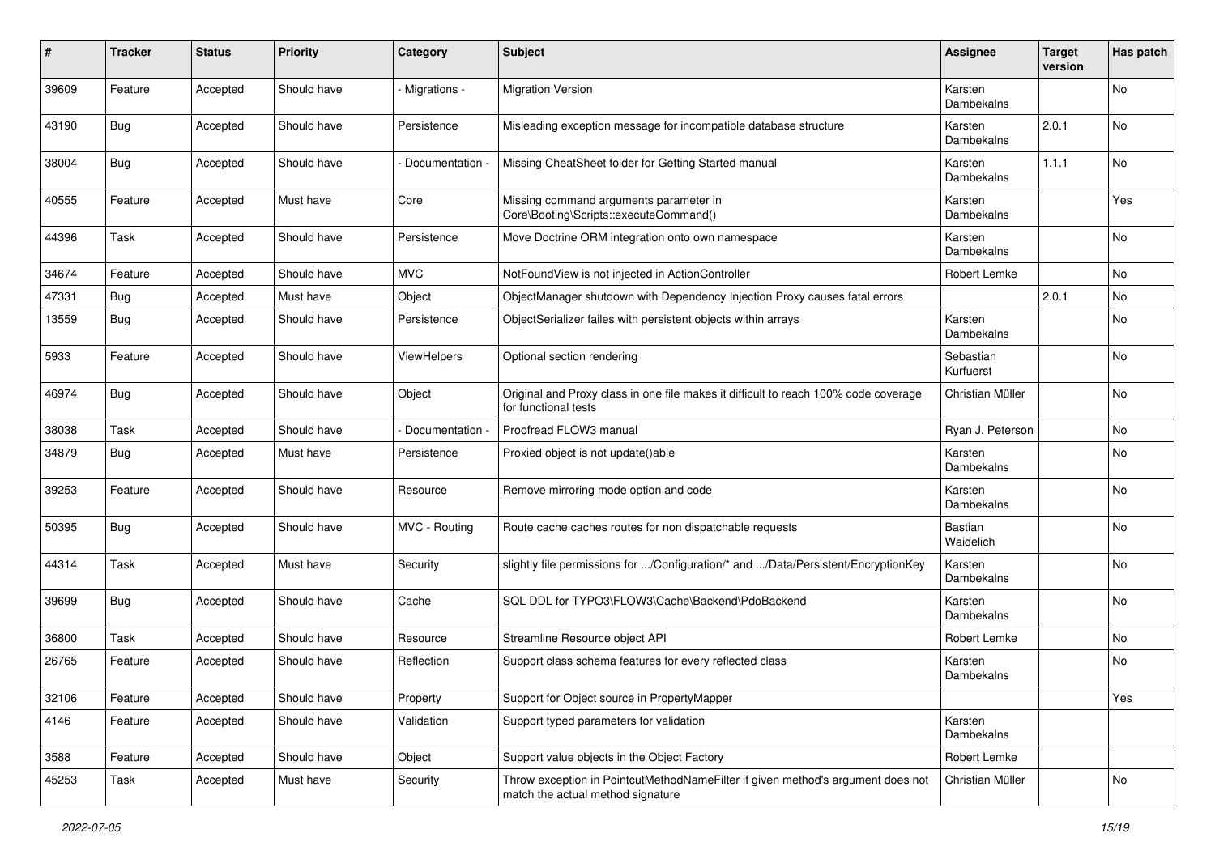| # | Tracker | Status | Priority | Category | Subject | Assignee | Target version | Has patch |
|---|---|---|---|---|---|---|---|---|
| 39609 | Feature | Accepted | Should have | - Migrations - | Migration Version | Karsten Dambekalns | | No |
| 43190 | Bug | Accepted | Should have | Persistence | Misleading exception message for incompatible database structure | Karsten Dambekalns | 2.0.1 | No |
| 38004 | Bug | Accepted | Should have | - Documentation - | Missing CheatSheet folder for Getting Started manual | Karsten Dambekalns | 1.1.1 | No |
| 40555 | Feature | Accepted | Must have | Core | Missing command arguments parameter in Core\Booting\Scripts::executeCommand() | Karsten Dambekalns | | Yes |
| 44396 | Task | Accepted | Should have | Persistence | Move Doctrine ORM integration onto own namespace | Karsten Dambekalns | | No |
| 34674 | Feature | Accepted | Should have | MVC | NotFoundView is not injected in ActionController | Robert Lemke | | No |
| 47331 | Bug | Accepted | Must have | Object | ObjectManager shutdown with Dependency Injection Proxy causes fatal errors | | 2.0.1 | No |
| 13559 | Bug | Accepted | Should have | Persistence | ObjectSerializer failes with persistent objects within arrays | Karsten Dambekalns | | No |
| 5933 | Feature | Accepted | Should have | ViewHelpers | Optional section rendering | Sebastian Kurfuerst | | No |
| 46974 | Bug | Accepted | Should have | Object | Original and Proxy class in one file makes it difficult to reach 100% code coverage for functional tests | Christian Müller | | No |
| 38038 | Task | Accepted | Should have | - Documentation - | Proofread FLOW3 manual | Ryan J. Peterson | | No |
| 34879 | Bug | Accepted | Must have | Persistence | Proxied object is not update()able | Karsten Dambekalns | | No |
| 39253 | Feature | Accepted | Should have | Resource | Remove mirroring mode option and code | Karsten Dambekalns | | No |
| 50395 | Bug | Accepted | Should have | MVC - Routing | Route cache caches routes for non dispatchable requests | Bastian Waidelich | | No |
| 44314 | Task | Accepted | Must have | Security | slightly file permissions for .../Configuration/* and .../Data/Persistent/EncryptionKey | Karsten Dambekalns | | No |
| 39699 | Bug | Accepted | Should have | Cache | SQL DDL for TYPO3\FLOW3\Cache\Backend\PdoBackend | Karsten Dambekalns | | No |
| 36800 | Task | Accepted | Should have | Resource | Streamline Resource object API | Robert Lemke | | No |
| 26765 | Feature | Accepted | Should have | Reflection | Support class schema features for every reflected class | Karsten Dambekalns | | No |
| 32106 | Feature | Accepted | Should have | Property | Support for Object source in PropertyMapper | | | Yes |
| 4146 | Feature | Accepted | Should have | Validation | Support typed parameters for validation | Karsten Dambekalns | | |
| 3588 | Feature | Accepted | Should have | Object | Support value objects in the Object Factory | Robert Lemke | | |
| 45253 | Task | Accepted | Must have | Security | Throw exception in PointcutMethodNameFilter if given method's argument does not match the actual method signature | Christian Müller | | No |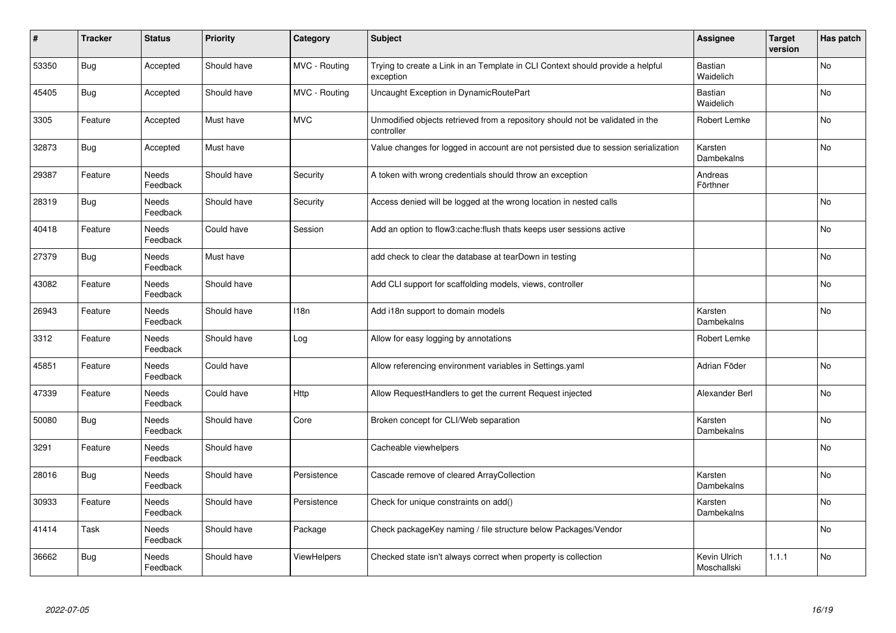| # | Tracker | Status | Priority | Category | Subject | Assignee | Target version | Has patch |
|---|---|---|---|---|---|---|---|---|
| 53350 | Bug | Accepted | Should have | MVC - Routing | Trying to create a Link in an Template in CLI Context should provide a helpful exception | Bastian Waidelich | | No |
| 45405 | Bug | Accepted | Should have | MVC - Routing | Uncaught Exception in DynamicRoutePart | Bastian Waidelich | | No |
| 3305 | Feature | Accepted | Must have | MVC | Unmodified objects retrieved from a repository should not be validated in the controller | Robert Lemke | | No |
| 32873 | Bug | Accepted | Must have | | Value changes for logged in account are not persisted due to session serialization | Karsten Dambekalns | | No |
| 29387 | Feature | Needs Feedback | Should have | Security | A token with wrong credentials should throw an exception | Andreas Förthner | | |
| 28319 | Bug | Needs Feedback | Should have | Security | Access denied will be logged at the wrong location in nested calls | | | No |
| 40418 | Feature | Needs Feedback | Could have | Session | Add an option to flow3:cache:flush thats keeps user sessions active | | | No |
| 27379 | Bug | Needs Feedback | Must have | | add check to clear the database at tearDown in testing | | | No |
| 43082 | Feature | Needs Feedback | Should have | | Add CLI support for scaffolding models, views, controller | | | No |
| 26943 | Feature | Needs Feedback | Should have | I18n | Add i18n support to domain models | Karsten Dambekalns | | No |
| 3312 | Feature | Needs Feedback | Should have | Log | Allow for easy logging by annotations | Robert Lemke | | |
| 45851 | Feature | Needs Feedback | Could have | | Allow referencing environment variables in Settings.yaml | Adrian Föder | | No |
| 47339 | Feature | Needs Feedback | Could have | Http | Allow RequestHandlers to get the current Request injected | Alexander Berl | | No |
| 50080 | Bug | Needs Feedback | Should have | Core | Broken concept for CLI/Web separation | Karsten Dambekalns | | No |
| 3291 | Feature | Needs Feedback | Should have | | Cacheable viewhelpers | | | No |
| 28016 | Bug | Needs Feedback | Should have | Persistence | Cascade remove of cleared ArrayCollection | Karsten Dambekalns | | No |
| 30933 | Feature | Needs Feedback | Should have | Persistence | Check for unique constraints on add() | Karsten Dambekalns | | No |
| 41414 | Task | Needs Feedback | Should have | Package | Check packageKey naming / file structure below Packages/Vendor | | | No |
| 36662 | Bug | Needs Feedback | Should have | ViewHelpers | Checked state isn't always correct when property is collection | Kevin Ulrich Moschallski | 1.1.1 | No |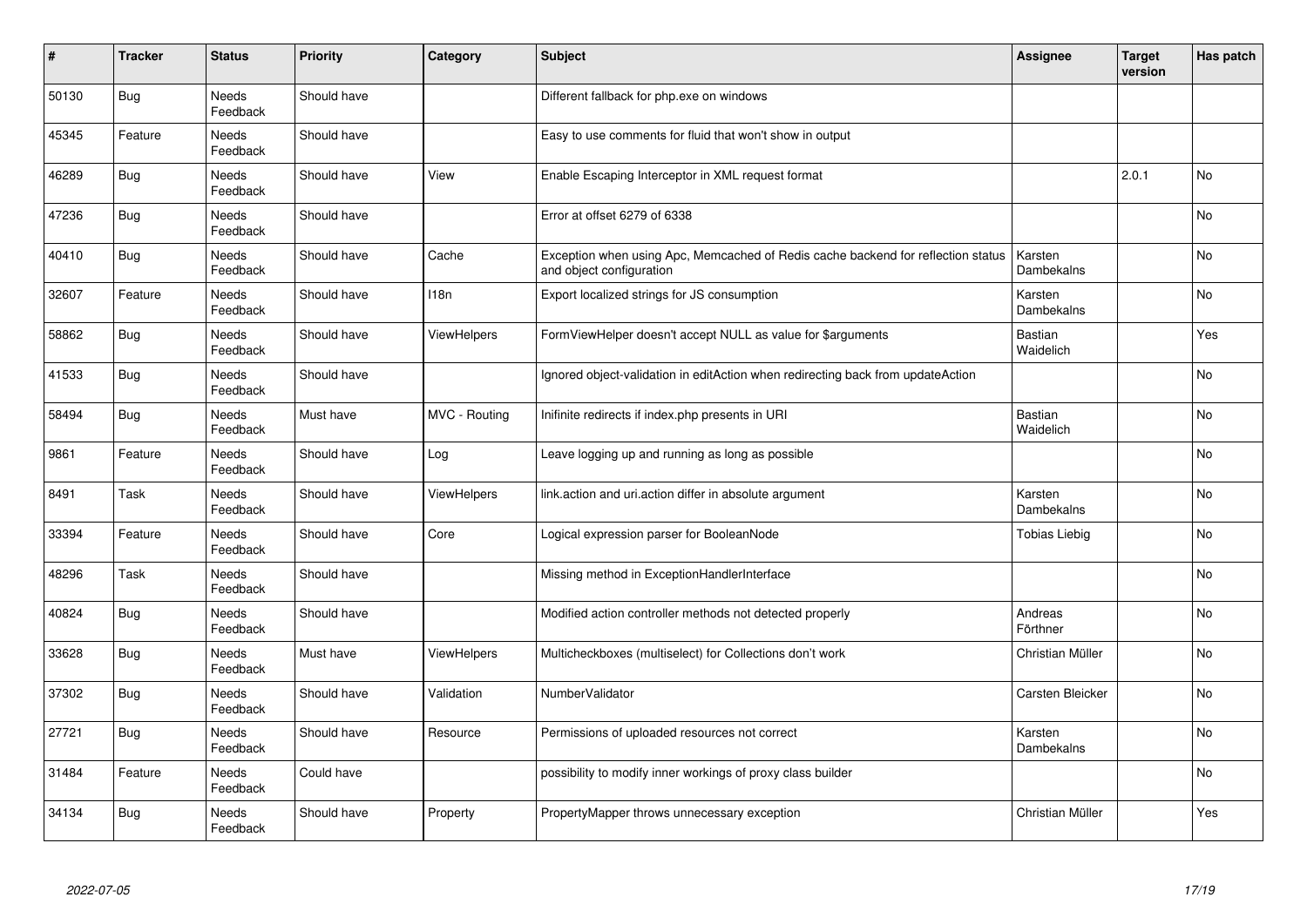| # | Tracker | Status | Priority | Category | Subject | Assignee | Target version | Has patch |
|---|---|---|---|---|---|---|---|---|
| 50130 | Bug | Needs Feedback | Should have | | Different fallback for php.exe on windows | | | |
| 45345 | Feature | Needs Feedback | Should have | | Easy to use comments for fluid that won't show in output | | | |
| 46289 | Bug | Needs Feedback | Should have | View | Enable Escaping Interceptor in XML request format | | 2.0.1 | No |
| 47236 | Bug | Needs Feedback | Should have | | Error at offset 6279 of 6338 | | | No |
| 40410 | Bug | Needs Feedback | Should have | Cache | Exception when using Apc, Memcached of Redis cache backend for reflection status and object configuration | Karsten Dambekalns | | No |
| 32607 | Feature | Needs Feedback | Should have | I18n | Export localized strings for JS consumption | Karsten Dambekalns | | No |
| 58862 | Bug | Needs Feedback | Should have | ViewHelpers | FormViewHelper doesn't accept NULL as value for $arguments | Bastian Waidelich | | Yes |
| 41533 | Bug | Needs Feedback | Should have | | Ignored object-validation in editAction when redirecting back from updateAction | | | No |
| 58494 | Bug | Needs Feedback | Must have | MVC - Routing | Inifinite redirects if index.php presents in URI | Bastian Waidelich | | No |
| 9861 | Feature | Needs Feedback | Should have | Log | Leave logging up and running as long as possible | | | No |
| 8491 | Task | Needs Feedback | Should have | ViewHelpers | link.action and uri.action differ in absolute argument | Karsten Dambekalns | | No |
| 33394 | Feature | Needs Feedback | Should have | Core | Logical expression parser for BooleanNode | Tobias Liebig | | No |
| 48296 | Task | Needs Feedback | Should have | | Missing method in ExceptionHandlerInterface | | | No |
| 40824 | Bug | Needs Feedback | Should have | | Modified action controller methods not detected properly | Andreas Förthner | | No |
| 33628 | Bug | Needs Feedback | Must have | ViewHelpers | Multicheckboxes (multiselect) for Collections don't work | Christian Müller | | No |
| 37302 | Bug | Needs Feedback | Should have | Validation | NumberValidator | Carsten Bleicker | | No |
| 27721 | Bug | Needs Feedback | Should have | Resource | Permissions of uploaded resources not correct | Karsten Dambekalns | | No |
| 31484 | Feature | Needs Feedback | Could have | | possibility to modify inner workings of proxy class builder | | | No |
| 34134 | Bug | Needs Feedback | Should have | Property | PropertyMapper throws unnecessary exception | Christian Müller | | Yes |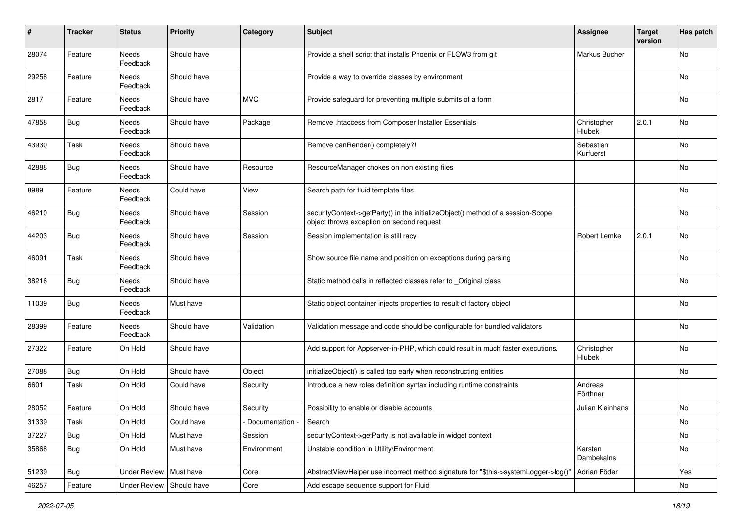| # | Tracker | Status | Priority | Category | Subject | Assignee | Target version | Has patch |
|---|---|---|---|---|---|---|---|---|
| 28074 | Feature | Needs Feedback | Should have | | Provide a shell script that installs Phoenix or FLOW3 from git | Markus Bucher | | No |
| 29258 | Feature | Needs Feedback | Should have | | Provide a way to override classes by environment | | | No |
| 2817 | Feature | Needs Feedback | Should have | MVC | Provide safeguard for preventing multiple submits of a form | | | No |
| 47858 | Bug | Needs Feedback | Should have | Package | Remove .htaccess from Composer Installer Essentials | Christopher Hlubek | 2.0.1 | No |
| 43930 | Task | Needs Feedback | Should have | | Remove canRender() completely?! | Sebastian Kurfuerst | | No |
| 42888 | Bug | Needs Feedback | Should have | Resource | ResourceManager chokes on non existing files | | | No |
| 8989 | Feature | Needs Feedback | Could have | View | Search path for fluid template files | | | No |
| 46210 | Bug | Needs Feedback | Should have | Session | securityContext->getParty() in the initializeObject() method of a session-Scope object throws exception on second request | | | No |
| 44203 | Bug | Needs Feedback | Should have | Session | Session implementation is still racy | Robert Lemke | 2.0.1 | No |
| 46091 | Task | Needs Feedback | Should have | | Show source file name and position on exceptions during parsing | | | No |
| 38216 | Bug | Needs Feedback | Should have | | Static method calls in reflected classes refer to _Original class | | | No |
| 11039 | Bug | Needs Feedback | Must have | | Static object container injects properties to result of factory object | | | No |
| 28399 | Feature | Needs Feedback | Should have | Validation | Validation message and code should be configurable for bundled validators | | | No |
| 27322 | Feature | On Hold | Should have | | Add support for Appserver-in-PHP, which could result in much faster executions. | Christopher Hlubek | | No |
| 27088 | Bug | On Hold | Should have | Object | initializeObject() is called too early when reconstructing entities | | | No |
| 6601 | Task | On Hold | Could have | Security | Introduce a new roles definition syntax including runtime constraints | Andreas Förthner | | |
| 28052 | Feature | On Hold | Should have | Security | Possibility to enable or disable accounts | Julian Kleinhans | | No |
| 31339 | Task | On Hold | Could have | - Documentation - | Search | | | No |
| 37227 | Bug | On Hold | Must have | Session | securityContext->getParty is not available in widget context | | | No |
| 35868 | Bug | On Hold | Must have | Environment | Unstable condition in Utility\Environment | Karsten Dambekalns | | No |
| 51239 | Bug | Under Review | Must have | Core | AbstractViewHelper use incorrect method signature for "$this->systemLogger->log()" | Adrian Föder | | Yes |
| 46257 | Feature | Under Review | Should have | Core | Add escape sequence support for Fluid | | | No |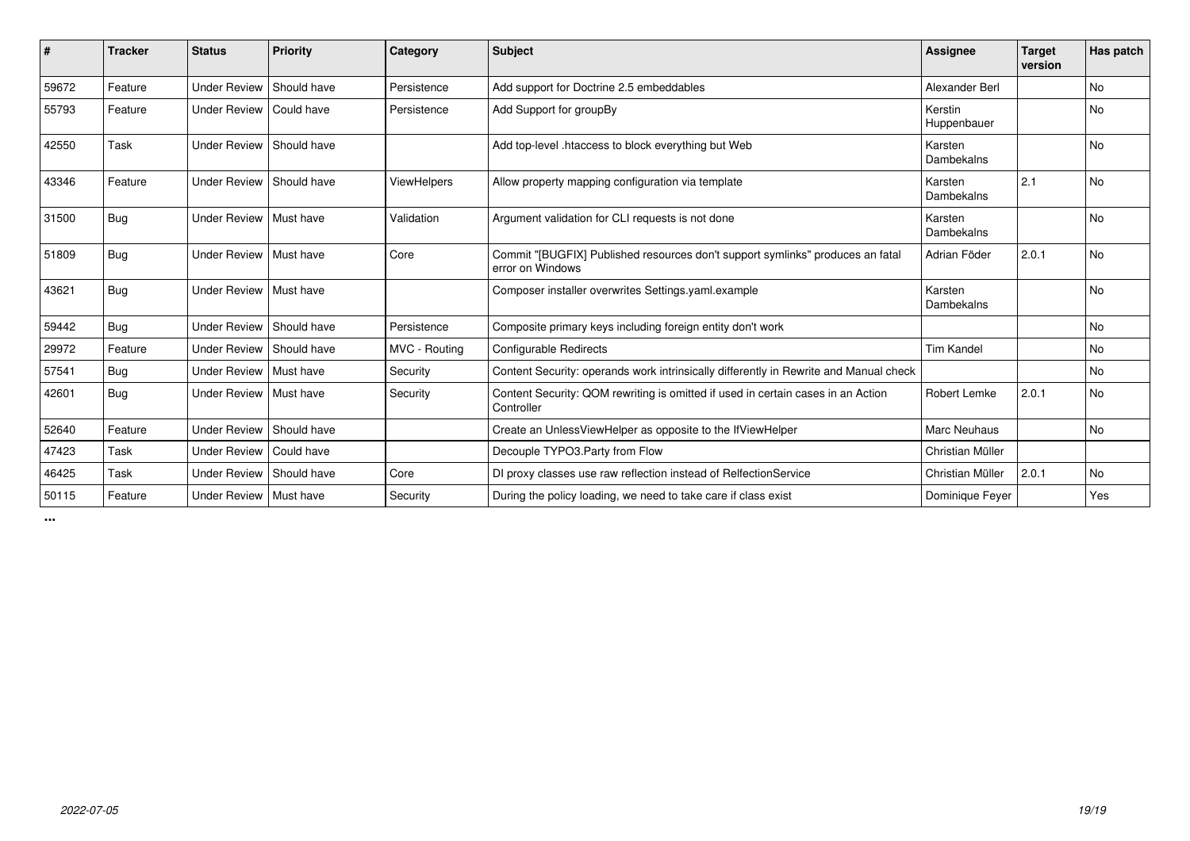| # | Tracker | Status | Priority | Category | Subject | Assignee | Target version | Has patch |
|---|---|---|---|---|---|---|---|---|
| 59672 | Feature | Under Review | Should have | Persistence | Add support for Doctrine 2.5 embeddables | Alexander Berl | | No |
| 55793 | Feature | Under Review | Could have | Persistence | Add Support for groupBy | Kerstin Huppenbauer | | No |
| 42550 | Task | Under Review | Should have | | Add top-level .htaccess to block everything but Web | Karsten Dambekalns | | No |
| 43346 | Feature | Under Review | Should have | ViewHelpers | Allow property mapping configuration via template | Karsten Dambekalns | 2.1 | No |
| 31500 | Bug | Under Review | Must have | Validation | Argument validation for CLI requests is not done | Karsten Dambekalns | | No |
| 51809 | Bug | Under Review | Must have | Core | Commit "[BUGFIX] Published resources don't support symlinks" produces an fatal error on Windows | Adrian Föder | 2.0.1 | No |
| 43621 | Bug | Under Review | Must have | | Composer installer overwrites Settings.yaml.example | Karsten Dambekalns | | No |
| 59442 | Bug | Under Review | Should have | Persistence | Composite primary keys including foreign entity don't work | | | No |
| 29972 | Feature | Under Review | Should have | MVC - Routing | Configurable Redirects | Tim Kandel | | No |
| 57541 | Bug | Under Review | Must have | Security | Content Security: operands work intrinsically differently in Rewrite and Manual check | | | No |
| 42601 | Bug | Under Review | Must have | Security | Content Security: QOM rewriting is omitted if used in certain cases in an Action Controller | Robert Lemke | 2.0.1 | No |
| 52640 | Feature | Under Review | Should have | | Create an UnlessViewHelper as opposite to the IfViewHelper | Marc Neuhaus | | No |
| 47423 | Task | Under Review | Could have | | Decouple TYPO3.Party from Flow | Christian Müller | | |
| 46425 | Task | Under Review | Should have | Core | DI proxy classes use raw reflection instead of RelfectionService | Christian Müller | 2.0.1 | No |
| 50115 | Feature | Under Review | Must have | Security | During the policy loading, we need to take care if class exist | Dominique Feyer | | Yes |

...